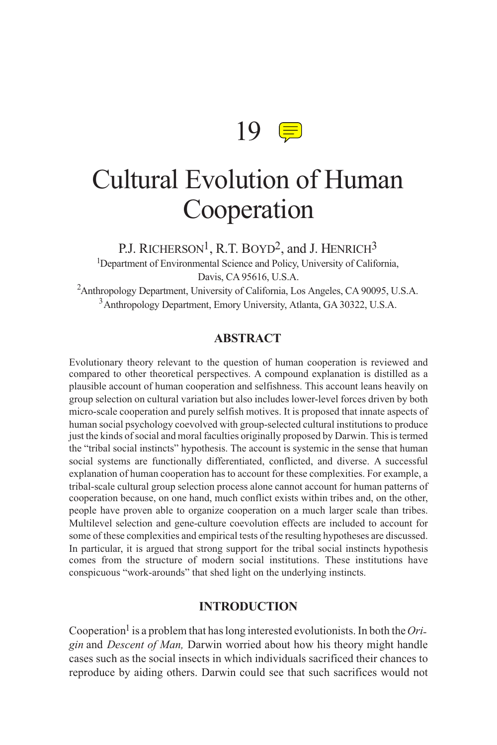# 19

# Cultural Evolution of Human Cooperation

P.J. RICHERSON[1], R.T. BOYD[2], and J. HENRICH[3]

[1]Department of Environmental Science and Policy, University of California, Davis, CA 95616, U.S.A.

[2]Anthropology Department, University of California, Los Angeles, CA 90095, U.S.A.

[3]Anthropology Department, Emory University, Atlanta, GA 30322, U.S.A.

## ABSTRACT

Evolutionary theory relevant to the question of human cooperation is reviewed and compared to other theoretical perspectives. A compound explanation is distilled as a plausible account of human cooperation and selfishness. This account leans heavily on group selection on cultural variation but also includes lower-level forces driven by both micro-scale cooperation and purely selfish motives. It is proposed that innate aspects of human social psychology coevolved with group-selected cultural institutions to produce just the kinds of social and moral faculties originally proposed by Darwin. This is termed the "tribal social instincts" hypothesis. The account is systemic in the sense that human social systems are functionally differentiated, conflicted, and diverse. A successful explanation of human cooperation has to account for these complexities. For example, a tribal-scale cultural group selection process alone cannot account for human patterns of cooperation because, on one hand, much conflict exists within tribes and, on the other, people have proven able to organize cooperation on a much larger scale than tribes. Multilevel selection and gene-culture coevolution effects are included to account for some of these complexities and empirical tests of the resulting hypotheses are discussed. In particular, it is argued that strong support for the tribal social instincts hypothesis comes from the structure of modern social institutions. These institutions have conspicuous "work-arounds" that shed light on the underlying instincts.

## INTRODUCTION

Cooperation[1] is a problem that has long interested evolutionists. In both the *Origin* and *Descent of Man,* Darwin worried about how his theory might handle cases such as the social insects in which individuals sacrificed their chances to reproduce by aiding others. Darwin could see that such sacrifices would not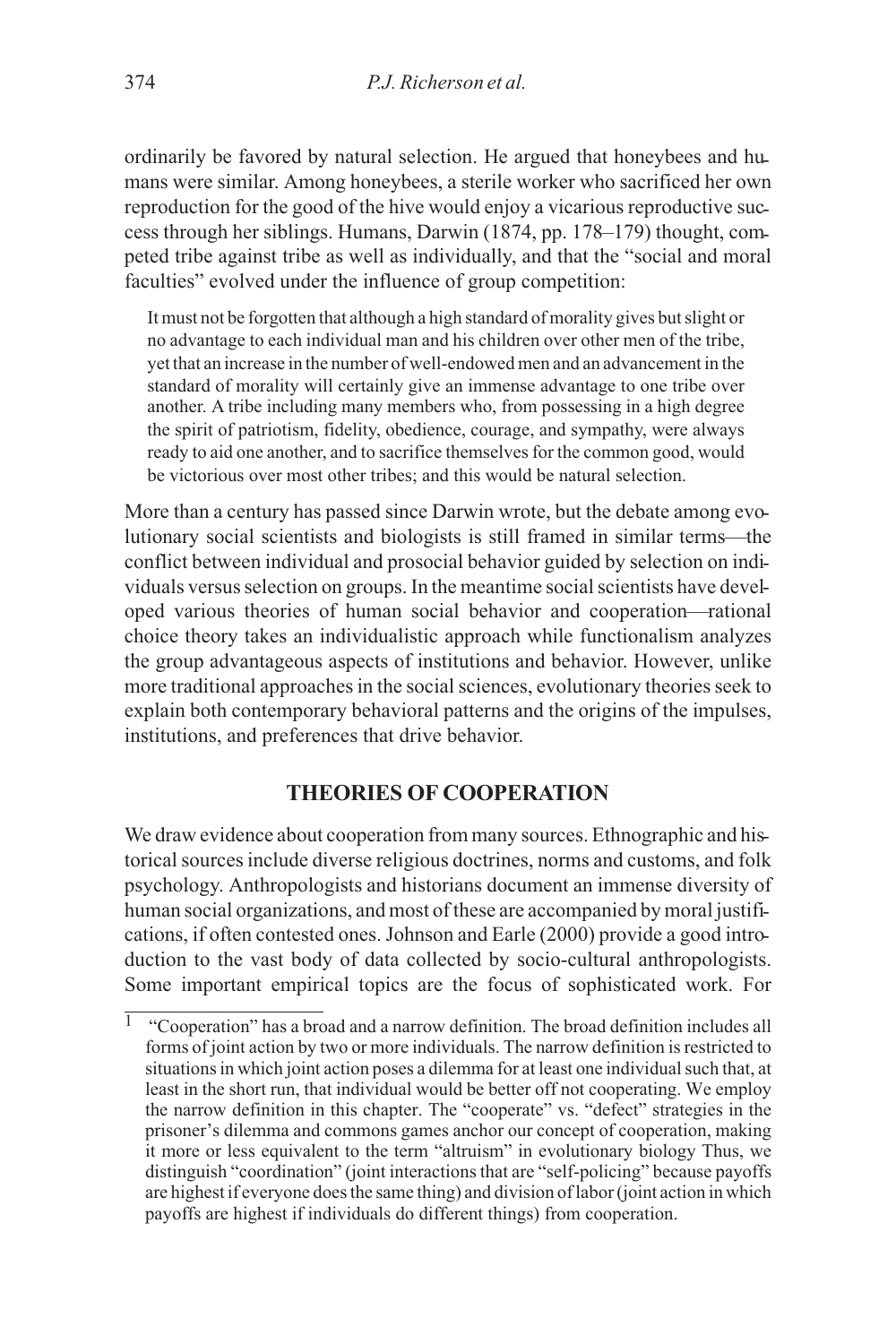ordinarily be favored by natural selection. He argued that honeybees and humans were similar. Among honeybees, a sterile worker who sacrificed her own reproduction for the good of the hive would enjoy a vicarious reproductive success through her siblings. Humans, Darwin (1874, pp. 178–179) thought, competed tribe against tribe as well as individually, and that the "social and moral faculties" evolved under the influence of group competition:

> It must not be forgotten that although a high standard of morality gives but slight or no advantage to each individual man and his children over other men of the tribe, yet that an increase in the number of well-endowed men and an advancement in the standard of morality will certainly give an immense advantage to one tribe over another. A tribe including many members who, from possessing in a high degree the spirit of patriotism, fidelity, obedience, courage, and sympathy, were always ready to aid one another, and to sacrifice themselves for the common good, would be victorious over most other tribes; and this would be natural selection.

More than a century has passed since Darwin wrote, but the debate among evolutionary social scientists and biologists is still framed in similar terms—the conflict between individual and prosocial behavior guided by selection on individuals versus selection on groups. In the meantime social scientists have developed various theories of human social behavior and cooperation—rational choice theory takes an individualistic approach while functionalism analyzes the group advantageous aspects of institutions and behavior. However, unlike more traditional approaches in the social sciences, evolutionary theories seek to explain both contemporary behavioral patterns and the origins of the impulses, institutions, and preferences that drive behavior.

## THEORIES OF COOPERATION

We draw evidence about cooperation from many sources. Ethnographic and historical sources include diverse religious doctrines, norms and customs, and folk psychology. Anthropologists and historians document an immense diversity of human social organizations, and most of these are accompanied by moral justifications, if often contested ones. Johnson and Earle (2000) provide a good introduction to the vast body of data collected by socio-cultural anthropologists. Some important empirical topics are the focus of sophisticated work. For

[1] "Cooperation" has a broad and a narrow definition. The broad definition includes all forms of joint action by two or more individuals. The narrow definition is restricted to situations in which joint action poses a dilemma for at least one individual such that, at least in the short run, that individual would be better off not cooperating. We employ the narrow definition in this chapter. The "cooperate" vs. "defect" strategies in the prisoner's dilemma and commons games anchor our concept of cooperation, making it more or less equivalent to the term "altruism" in evolutionary biology Thus, we distinguish "coordination" (joint interactions that are "self-policing" because payoffs are highest if everyone does the same thing) and division of labor (joint action in which payoffs are highest if individuals do different things) from cooperation.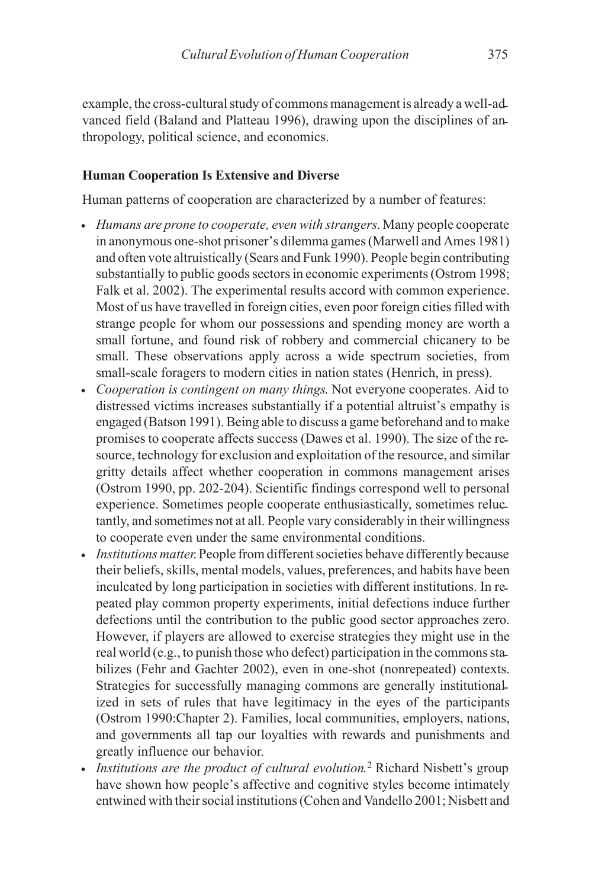example, the cross-cultural study of commons management is already a well-advanced field (Baland and Platteau 1996), drawing upon the disciplines of anthropology, political science, and economics.

### Human Cooperation Is Extensive and Diverse

Human patterns of cooperation are characterized by a number of features:

- *Humans are prone to cooperate, even with strangers*. Many people cooperate in anonymous one-shot prisoner's dilemma games (Marwell and Ames 1981) and often vote altruistically (Sears and Funk 1990). People begin contributing substantially to public goods sectors in economic experiments (Ostrom 1998; Falk et al. 2002). The experimental results accord with common experience. Most of us have travelled in foreign cities, even poor foreign cities filled with strange people for whom our possessions and spending money are worth a small fortune, and found risk of robbery and commercial chicanery to be small. These observations apply across a wide spectrum societies, from small-scale foragers to modern cities in nation states (Henrich, in press).
- *Cooperation is contingent on many things.* Not everyone cooperates. Aid to distressed victims increases substantially if a potential altruist's empathy is engaged (Batson 1991). Being able to discuss a game beforehand and to make promises to cooperate affects success (Dawes et al. 1990). The size of the resource, technology for exclusion and exploitation of the resource, and similar gritty details affect whether cooperation in commons management arises (Ostrom 1990, pp. 202-204). Scientific findings correspond well to personal experience. Sometimes people cooperate enthusiastically, sometimes reluctantly, and sometimes not at all. People vary considerably in their willingness to cooperate even under the same environmental conditions.
- *Institutions matter.* People from different societies behave differently because their beliefs, skills, mental models, values, preferences, and habits have been inculcated by long participation in societies with different institutions. In repeated play common property experiments, initial defections induce further defections until the contribution to the public good sector approaches zero. However, if players are allowed to exercise strategies they might use in the real world (e.g., to punish those who defect) participation in the commons stabilizes (Fehr and Gachter 2002), even in one-shot (nonrepeated) contexts. Strategies for successfully managing commons are generally institutionalized in sets of rules that have legitimacy in the eyes of the participants (Ostrom 1990:Chapter 2). Families, local communities, employers, nations, and governments all tap our loyalties with rewards and punishments and greatly influence our behavior.
- *Institutions are the product of cultural evolution.*[2] Richard Nisbett's group have shown how people's affective and cognitive styles become intimately entwined with their social institutions (Cohen and Vandello 2001; Nisbett and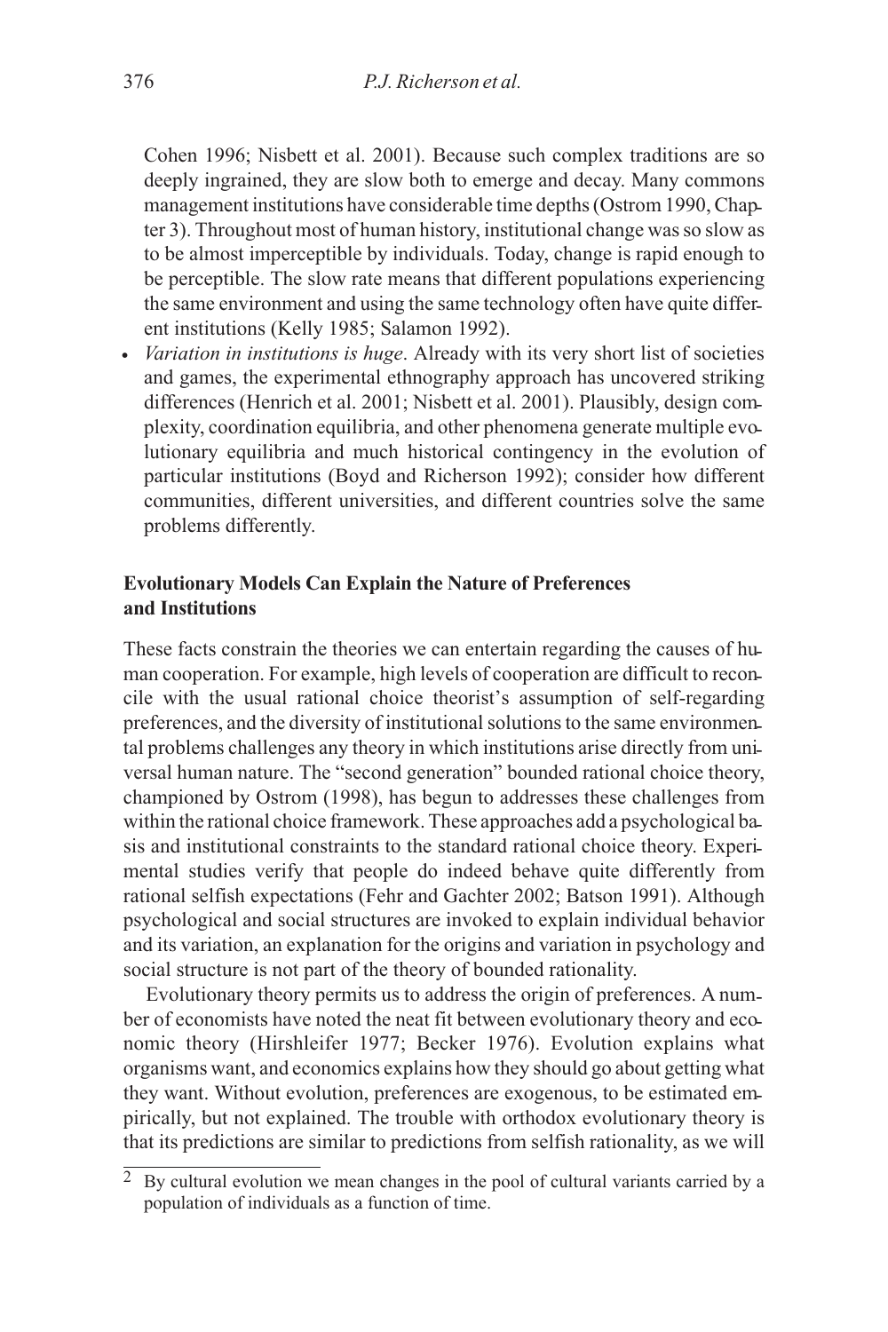Cohen 1996; Nisbett et al. 2001). Because such complex traditions are so deeply ingrained, they are slow both to emerge and decay. Many commons management institutions have considerable time depths (Ostrom 1990, Chapter 3). Throughout most of human history, institutional change was so slow as to be almost imperceptible by individuals. Today, change is rapid enough to be perceptible. The slow rate means that different populations experiencing the same environment and using the same technology often have quite different institutions (Kelly 1985; Salamon 1992).

- *Variation in institutions is huge*. Already with its very short list of societies and games, the experimental ethnography approach has uncovered striking differences (Henrich et al. 2001; Nisbett et al. 2001). Plausibly, design complexity, coordination equilibria, and other phenomena generate multiple evolutionary equilibria and much historical contingency in the evolution of particular institutions (Boyd and Richerson 1992); consider how different communities, different universities, and different countries solve the same problems differently.

## Evolutionary Models Can Explain the Nature of Preferences and Institutions

These facts constrain the theories we can entertain regarding the causes of human cooperation. For example, high levels of cooperation are difficult to reconcile with the usual rational choice theorist's assumption of self-regarding preferences, and the diversity of institutional solutions to the same environmental problems challenges any theory in which institutions arise directly from universal human nature. The "second generation" bounded rational choice theory, championed by Ostrom (1998), has begun to addresses these challenges from within the rational choice framework. These approaches add a psychological basis and institutional constraints to the standard rational choice theory. Experimental studies verify that people do indeed behave quite differently from rational selfish expectations (Fehr and Gachter 2002; Batson 1991). Although psychological and social structures are invoked to explain individual behavior and its variation, an explanation for the origins and variation in psychology and social structure is not part of the theory of bounded rationality.

Evolutionary theory permits us to address the origin of preferences. A number of economists have noted the neat fit between evolutionary theory and economic theory (Hirshleifer 1977; Becker 1976). Evolution explains what organisms want, and economics explains how they should go about getting what they want. Without evolution, preferences are exogenous, to be estimated empirically, but not explained. The trouble with orthodox evolutionary theory is that its predictions are similar to predictions from selfish rationality, as we will

[2] By cultural evolution we mean changes in the pool of cultural variants carried by a population of individuals as a function of time.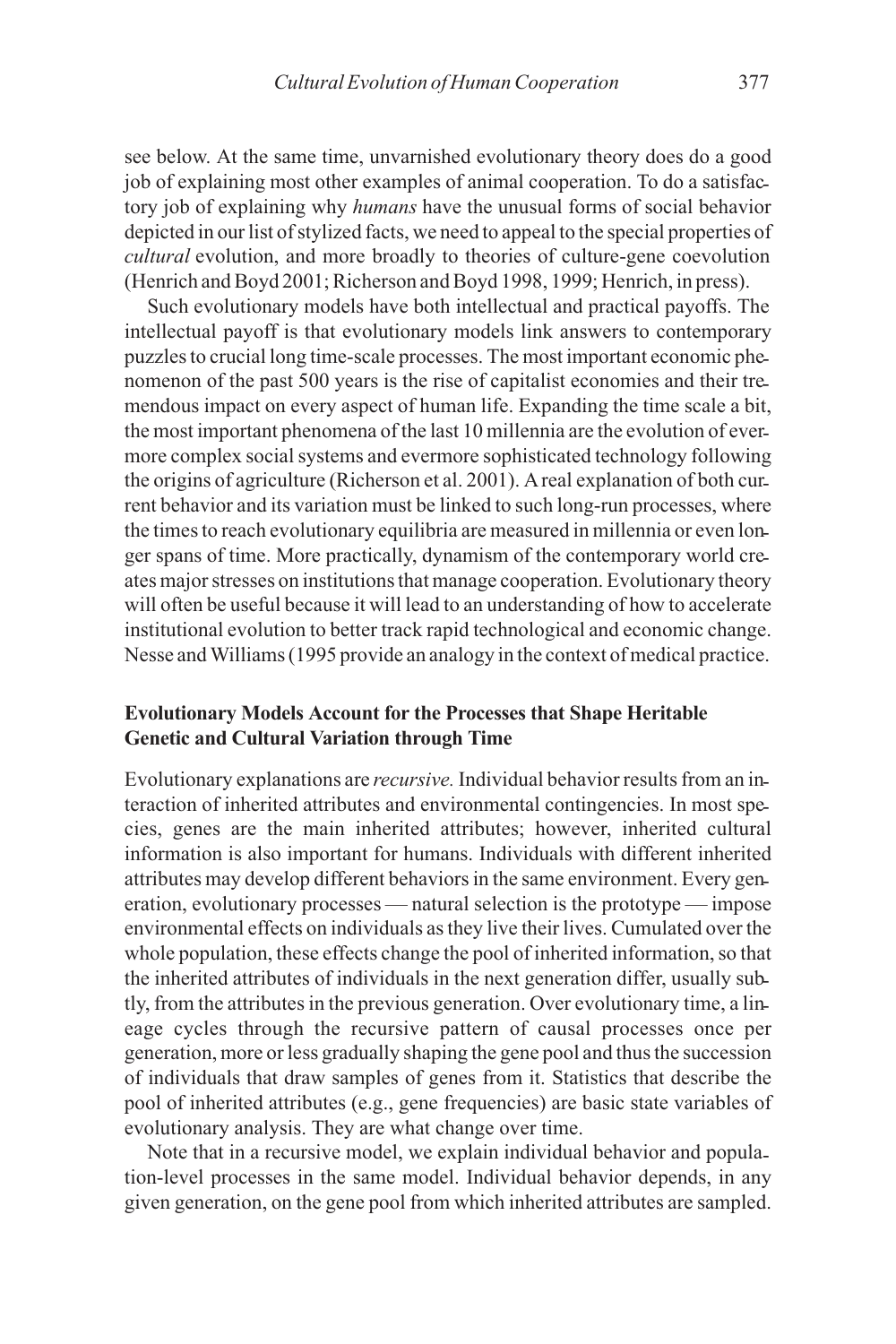see below. At the same time, unvarnished evolutionary theory does do a good job of explaining most other examples of animal cooperation. To do a satisfactory job of explaining why *humans* have the unusual forms of social behavior depicted in our list of stylized facts, we need to appeal to the special properties of *cultural* evolution, and more broadly to theories of culture-gene coevolution (Henrich and Boyd 2001; Richerson and Boyd 1998, 1999; Henrich, in press).

Such evolutionary models have both intellectual and practical payoffs. The intellectual payoff is that evolutionary models link answers to contemporary puzzles to crucial long time-scale processes. The most important economic phenomenon of the past 500 years is the rise of capitalist economies and their tremendous impact on every aspect of human life. Expanding the time scale a bit, the most important phenomena of the last 10 millennia are the evolution of evermore complex social systems and evermore sophisticated technology following the origins of agriculture (Richerson et al. 2001). A real explanation of both current behavior and its variation must be linked to such long-run processes, where the times to reach evolutionary equilibria are measured in millennia or even longer spans of time. More practically, dynamism of the contemporary world creates major stresses on institutions that manage cooperation. Evolutionary theory will often be useful because it will lead to an understanding of how to accelerate institutional evolution to better track rapid technological and economic change. Nesse and Williams (1995 provide an analogy in the context of medical practice.

### Evolutionary Models Account for the Processes that Shape Heritable Genetic and Cultural Variation through Time

Evolutionary explanations are *recursive.* Individual behavior results from an interaction of inherited attributes and environmental contingencies. In most species, genes are the main inherited attributes; however, inherited cultural information is also important for humans. Individuals with different inherited attributes may develop different behaviors in the same environment. Every generation, evolutionary processes — natural selection is the prototype — impose environmental effects on individuals as they live their lives. Cumulated over the whole population, these effects change the pool of inherited information, so that the inherited attributes of individuals in the next generation differ, usually subtly, from the attributes in the previous generation. Over evolutionary time, a lineage cycles through the recursive pattern of causal processes once per generation, more or less gradually shaping the gene pool and thus the succession of individuals that draw samples of genes from it. Statistics that describe the pool of inherited attributes (e.g., gene frequencies) are basic state variables of evolutionary analysis. They are what change over time.

Note that in a recursive model, we explain individual behavior and population-level processes in the same model. Individual behavior depends, in any given generation, on the gene pool from which inherited attributes are sampled.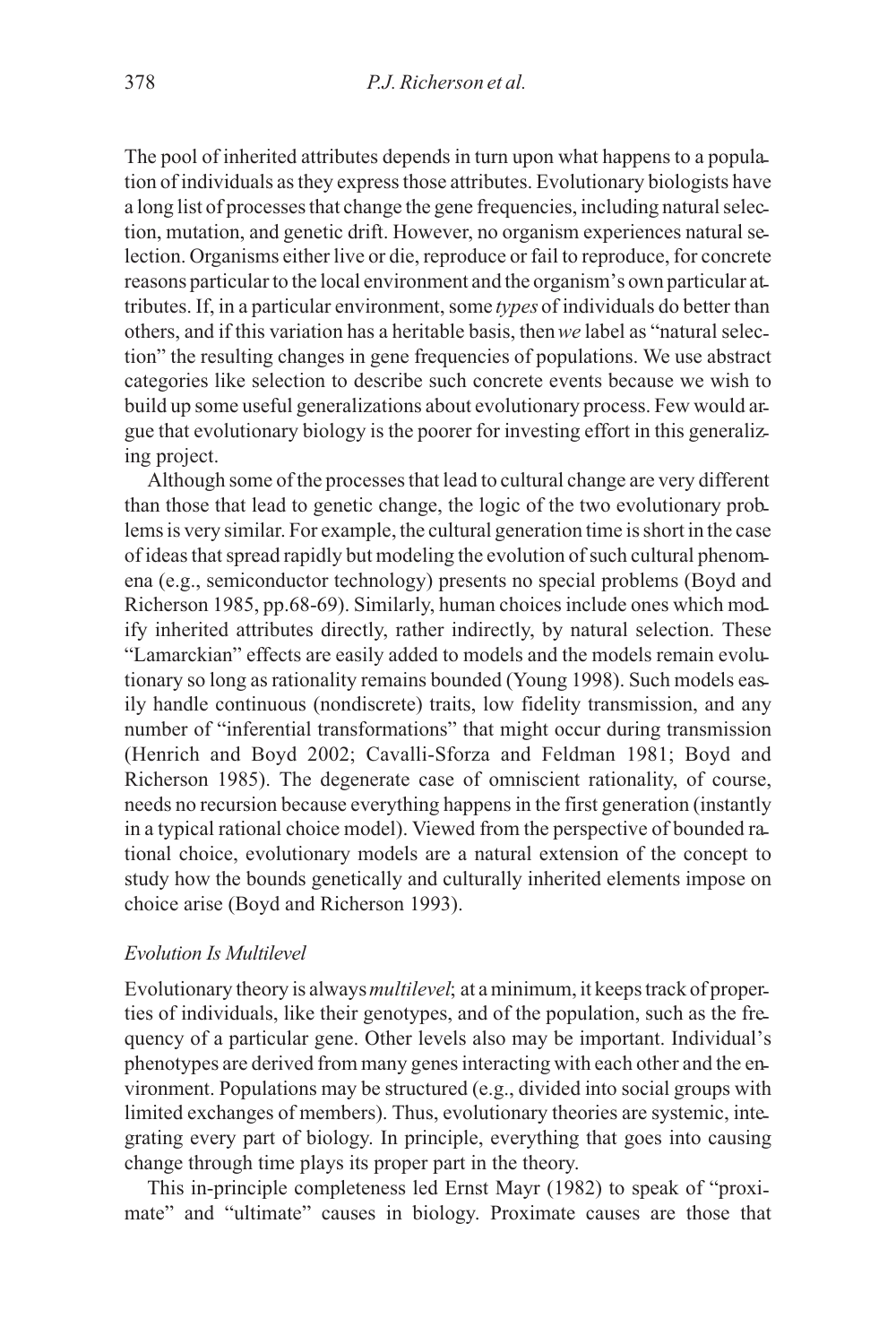The pool of inherited attributes depends in turn upon what happens to a population of individuals as they express those attributes. Evolutionary biologists have a long list of processes that change the gene frequencies, including natural selection, mutation, and genetic drift. However, no organism experiences natural selection. Organisms either live or die, reproduce or fail to reproduce, for concrete reasons particular to the local environment and the organism's own particular attributes. If, in a particular environment, some *types* of individuals do better than others, and if this variation has a heritable basis, then *we* label as "natural selection" the resulting changes in gene frequencies of populations. We use abstract categories like selection to describe such concrete events because we wish to build up some useful generalizations about evolutionary process. Few would argue that evolutionary biology is the poorer for investing effort in this generalizing project.

Although some of the processes that lead to cultural change are very different than those that lead to genetic change, the logic of the two evolutionary problems is very similar. For example, the cultural generation time is short in the case of ideas that spread rapidly but modeling the evolution of such cultural phenomena (e.g., semiconductor technology) presents no special problems (Boyd and Richerson 1985, pp.68-69). Similarly, human choices include ones which modify inherited attributes directly, rather indirectly, by natural selection. These "Lamarckian" effects are easily added to models and the models remain evolutionary so long as rationality remains bounded (Young 1998). Such models easily handle continuous (nondiscrete) traits, low fidelity transmission, and any number of "inferential transformations" that might occur during transmission (Henrich and Boyd 2002; Cavalli-Sforza and Feldman 1981; Boyd and Richerson 1985). The degenerate case of omniscient rationality, of course, needs no recursion because everything happens in the first generation (instantly in a typical rational choice model). Viewed from the perspective of bounded rational choice, evolutionary models are a natural extension of the concept to study how the bounds genetically and culturally inherited elements impose on choice arise (Boyd and Richerson 1993).

### *Evolution Is Multilevel*

Evolutionary theory is always *multilevel*; at a minimum, it keeps track of properties of individuals, like their genotypes, and of the population, such as the frequency of a particular gene. Other levels also may be important. Individual's phenotypes are derived from many genes interacting with each other and the environment. Populations may be structured (e.g., divided into social groups with limited exchanges of members). Thus, evolutionary theories are systemic, integrating every part of biology. In principle, everything that goes into causing change through time plays its proper part in the theory.

This in-principle completeness led Ernst Mayr (1982) to speak of "proximate" and "ultimate" causes in biology. Proximate causes are those that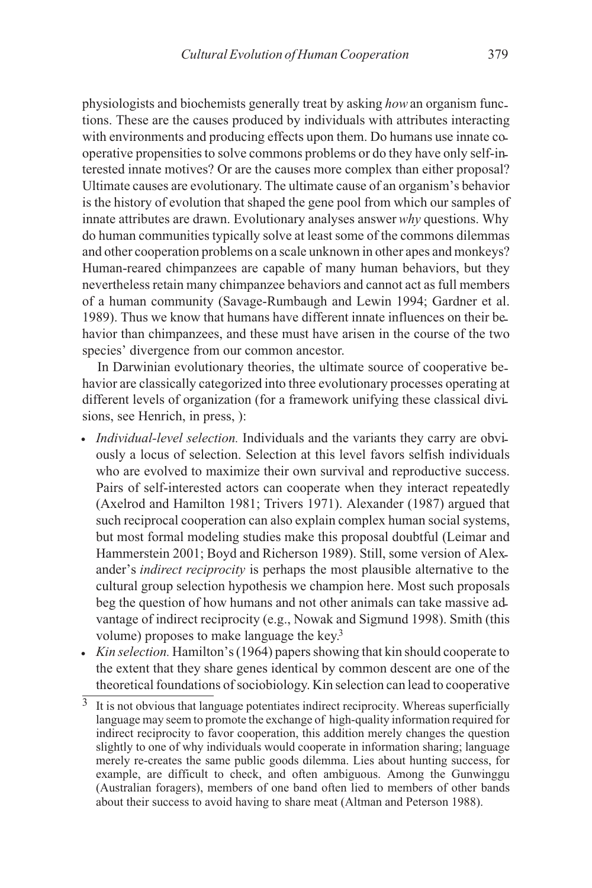physiologists and biochemists generally treat by asking *how* an organism functions. These are the causes produced by individuals with attributes interacting with environments and producing effects upon them. Do humans use innate cooperative propensities to solve commons problems or do they have only self-interested innate motives? Or are the causes more complex than either proposal? Ultimate causes are evolutionary. The ultimate cause of an organism's behavior is the history of evolution that shaped the gene pool from which our samples of innate attributes are drawn. Evolutionary analyses answer *why* questions. Why do human communities typically solve at least some of the commons dilemmas and other cooperation problems on a scale unknown in other apes and monkeys? Human-reared chimpanzees are capable of many human behaviors, but they nevertheless retain many chimpanzee behaviors and cannot act as full members of a human community (Savage-Rumbaugh and Lewin 1994; Gardner et al. 1989). Thus we know that humans have different innate influences on their behavior than chimpanzees, and these must have arisen in the course of the two species' divergence from our common ancestor.

In Darwinian evolutionary theories, the ultimate source of cooperative behavior are classically categorized into three evolutionary processes operating at different levels of organization (for a framework unifying these classical divisions, see Henrich, in press, ):

- *Individual-level selection.* Individuals and the variants they carry are obviously a locus of selection. Selection at this level favors selfish individuals who are evolved to maximize their own survival and reproductive success. Pairs of self-interested actors can cooperate when they interact repeatedly (Axelrod and Hamilton 1981; Trivers 1971). Alexander (1987) argued that such reciprocal cooperation can also explain complex human social systems, but most formal modeling studies make this proposal doubtful (Leimar and Hammerstein 2001; Boyd and Richerson 1989). Still, some version of Alexander's *indirect reciprocity* is perhaps the most plausible alternative to the cultural group selection hypothesis we champion here. Most such proposals beg the question of how humans and not other animals can take massive advantage of indirect reciprocity (e.g., Nowak and Sigmund 1998). Smith (this volume) proposes to make language the key.[3]
- *Kin selection.* Hamilton's (1964) papers showing that kin should cooperate to the extent that they share genes identical by common descent are one of the theoretical foundations of sociobiology. Kin selection can lead to cooperative

[3] It is not obvious that language potentiates indirect reciprocity. Whereas superficially language may seem to promote the exchange of high-quality information required for indirect reciprocity to favor cooperation, this addition merely changes the question slightly to one of why individuals would cooperate in information sharing; language merely re-creates the same public goods dilemma. Lies about hunting success, for example, are difficult to check, and often ambiguous. Among the Gunwinggu (Australian foragers), members of one band often lied to members of other bands about their success to avoid having to share meat (Altman and Peterson 1988).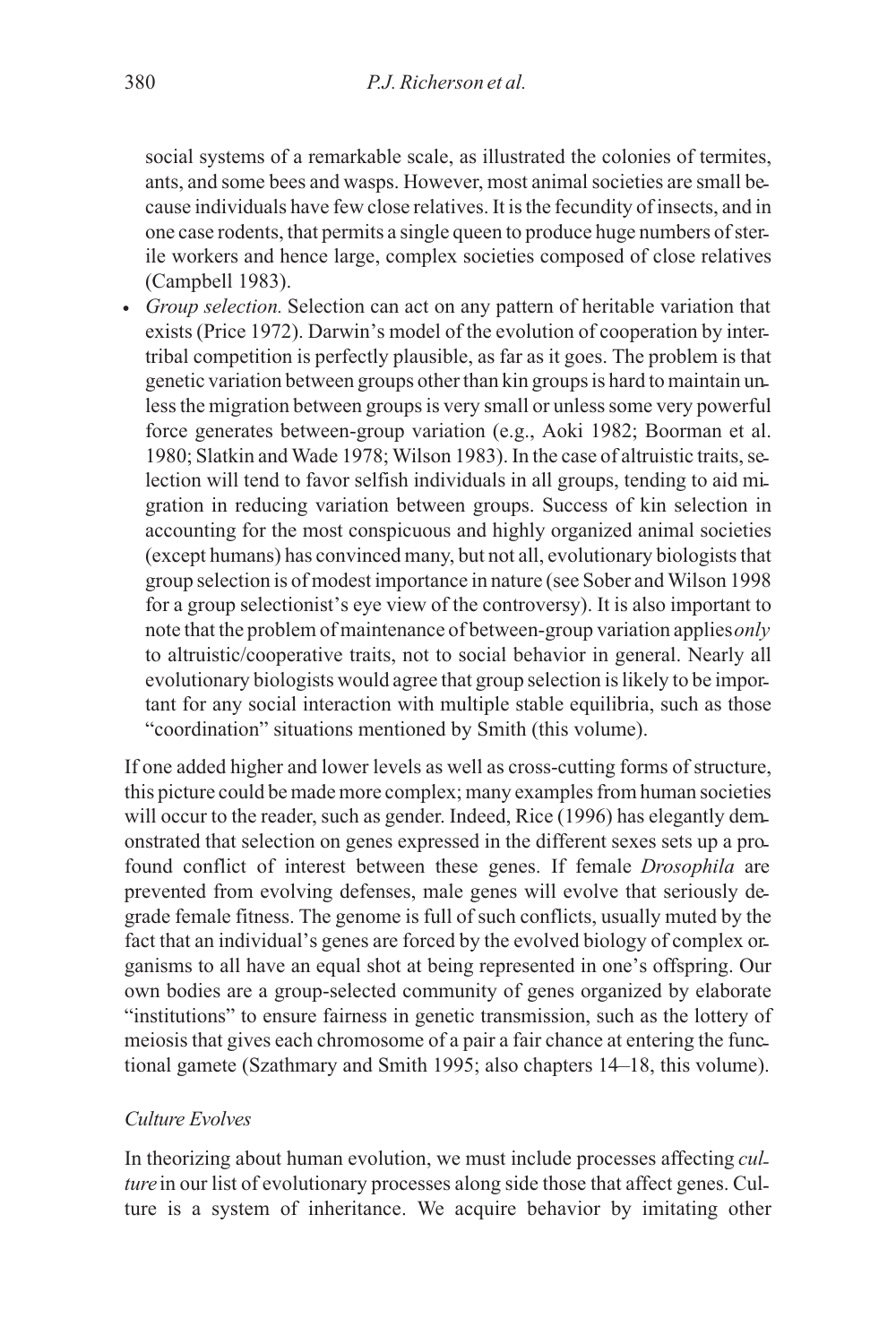social systems of a remarkable scale, as illustrated the colonies of termites, ants, and some bees and wasps. However, most animal societies are small because individuals have few close relatives. It is the fecundity of insects, and in one case rodents, that permits a single queen to produce huge numbers of sterile workers and hence large, complex societies composed of close relatives (Campbell 1983).

- *Group selection.* Selection can act on any pattern of heritable variation that exists (Price 1972). Darwin's model of the evolution of cooperation by intertribal competition is perfectly plausible, as far as it goes. The problem is that genetic variation between groups other than kin groups is hard to maintain unless the migration between groups is very small or unless some very powerful force generates between-group variation (e.g., Aoki 1982; Boorman et al. 1980; Slatkin and Wade 1978; Wilson 1983). In the case of altruistic traits, selection will tend to favor selfish individuals in all groups, tending to aid migration in reducing variation between groups. Success of kin selection in accounting for the most conspicuous and highly organized animal societies (except humans) has convinced many, but not all, evolutionary biologists that group selection is of modest importance in nature (see Sober and Wilson 1998 for a group selectionist's eye view of the controversy). It is also important to note that the problem of maintenance of between-group variation applies *only* to altruistic/cooperative traits, not to social behavior in general. Nearly all evolutionary biologists would agree that group selection is likely to be important for any social interaction with multiple stable equilibria, such as those "coordination" situations mentioned by Smith (this volume).

If one added higher and lower levels as well as cross-cutting forms of structure, this picture could be made more complex; many examples from human societies will occur to the reader, such as gender. Indeed, Rice (1996) has elegantly demonstrated that selection on genes expressed in the different sexes sets up a profound conflict of interest between these genes. If female *Drosophila* are prevented from evolving defenses, male genes will evolve that seriously degrade female fitness. The genome is full of such conflicts, usually muted by the fact that an individual's genes are forced by the evolved biology of complex organisms to all have an equal shot at being represented in one's offspring. Our own bodies are a group-selected community of genes organized by elaborate "institutions" to ensure fairness in genetic transmission, such as the lottery of meiosis that gives each chromosome of a pair a fair chance at entering the functional gamete (Szathmary and Smith 1995; also chapters 14–18, this volume).

### *Culture Evolves*

In theorizing about human evolution, we must include processes affecting *culture* in our list of evolutionary processes along side those that affect genes. Culture is a system of inheritance. We acquire behavior by imitating other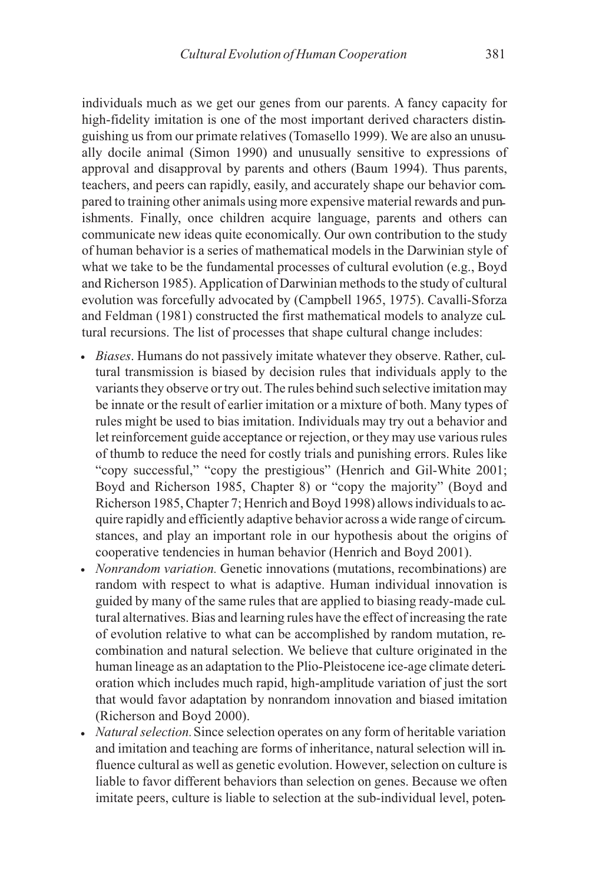individuals much as we get our genes from our parents. A fancy capacity for high-fidelity imitation is one of the most important derived characters distinguishing us from our primate relatives (Tomasello 1999). We are also an unusually docile animal (Simon 1990) and unusually sensitive to expressions of approval and disapproval by parents and others (Baum 1994). Thus parents, teachers, and peers can rapidly, easily, and accurately shape our behavior compared to training other animals using more expensive material rewards and punishments. Finally, once children acquire language, parents and others can communicate new ideas quite economically. Our own contribution to the study of human behavior is a series of mathematical models in the Darwinian style of what we take to be the fundamental processes of cultural evolution (e.g., Boyd and Richerson 1985). Application of Darwinian methods to the study of cultural evolution was forcefully advocated by (Campbell 1965, 1975). Cavalli-Sforza and Feldman (1981) constructed the first mathematical models to analyze cultural recursions. The list of processes that shape cultural change includes:

- *Biases*. Humans do not passively imitate whatever they observe. Rather, cultural transmission is biased by decision rules that individuals apply to the variants they observe or try out. The rules behind such selective imitation may be innate or the result of earlier imitation or a mixture of both. Many types of rules might be used to bias imitation. Individuals may try out a behavior and let reinforcement guide acceptance or rejection, or they may use various rules of thumb to reduce the need for costly trials and punishing errors. Rules like "copy successful," "copy the prestigious" (Henrich and Gil-White 2001; Boyd and Richerson 1985, Chapter 8) or "copy the majority" (Boyd and Richerson 1985, Chapter 7; Henrich and Boyd 1998) allows individuals to acquire rapidly and efficiently adaptive behavior across a wide range of circumstances, and play an important role in our hypothesis about the origins of cooperative tendencies in human behavior (Henrich and Boyd 2001).
- *Nonrandom variation.* Genetic innovations (mutations, recombinations) are random with respect to what is adaptive. Human individual innovation is guided by many of the same rules that are applied to biasing ready-made cultural alternatives. Bias and learning rules have the effect of increasing the rate of evolution relative to what can be accomplished by random mutation, recombination and natural selection. We believe that culture originated in the human lineage as an adaptation to the Plio-Pleistocene ice-age climate deterioration which includes much rapid, high-amplitude variation of just the sort that would favor adaptation by nonrandom innovation and biased imitation (Richerson and Boyd 2000).
- *Natural selection.* Since selection operates on any form of heritable variation and imitation and teaching are forms of inheritance, natural selection will influence cultural as well as genetic evolution. However, selection on culture is liable to favor different behaviors than selection on genes. Because we often imitate peers, culture is liable to selection at the sub-individual level, poten-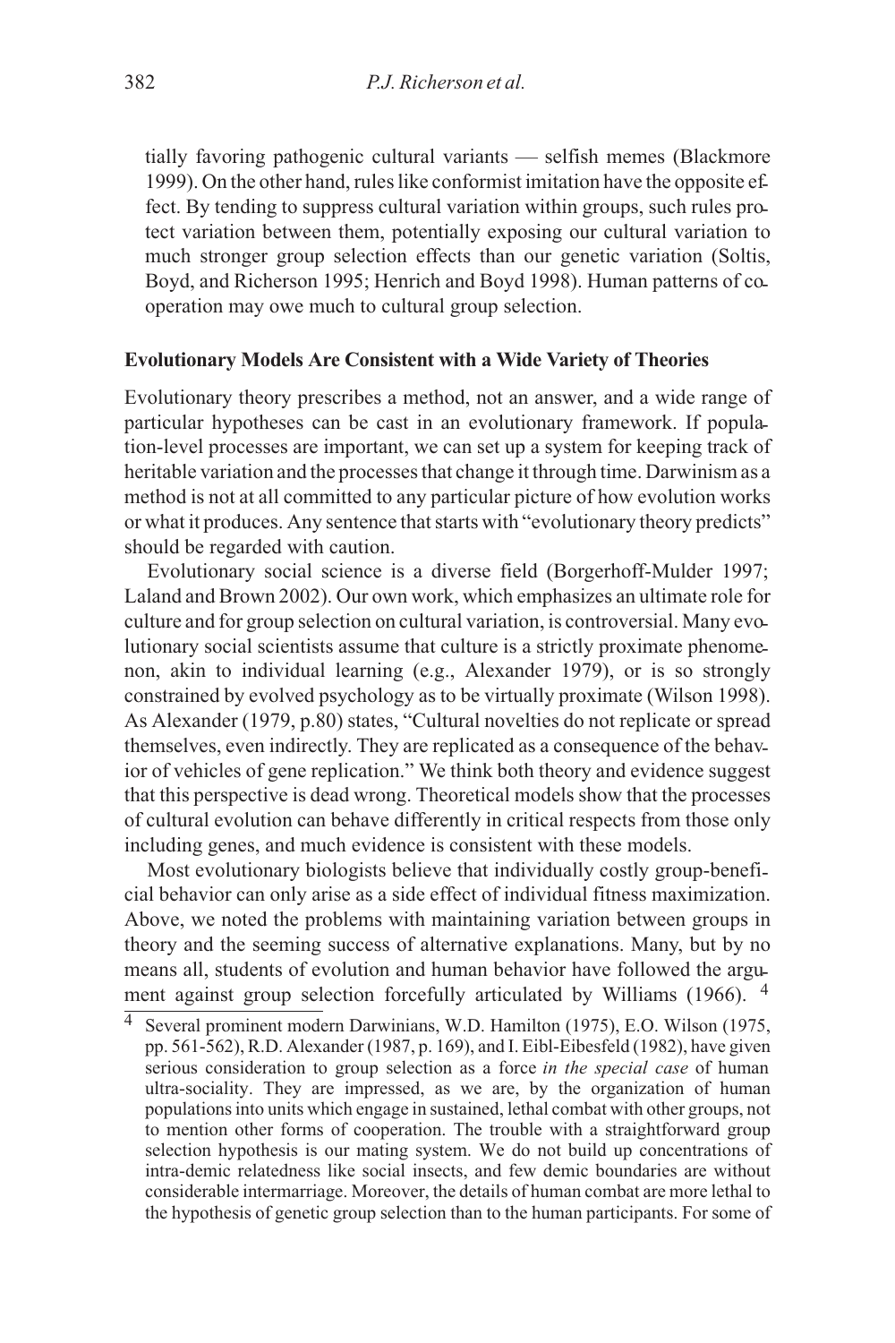tially favoring pathogenic cultural variants — selfish memes (Blackmore 1999). On the other hand, rules like conformist imitation have the opposite effect. By tending to suppress cultural variation within groups, such rules protect variation between them, potentially exposing our cultural variation to much stronger group selection effects than our genetic variation (Soltis, Boyd, and Richerson 1995; Henrich and Boyd 1998). Human patterns of cooperation may owe much to cultural group selection.

### Evolutionary Models Are Consistent with a Wide Variety of Theories

Evolutionary theory prescribes a method, not an answer, and a wide range of particular hypotheses can be cast in an evolutionary framework. If population-level processes are important, we can set up a system for keeping track of heritable variation and the processes that change it through time. Darwinism as a method is not at all committed to any particular picture of how evolution works or what it produces. Any sentence that starts with "evolutionary theory predicts" should be regarded with caution.

Evolutionary social science is a diverse field (Borgerhoff-Mulder 1997; Laland and Brown 2002). Our own work, which emphasizes an ultimate role for culture and for group selection on cultural variation, is controversial. Many evolutionary social scientists assume that culture is a strictly proximate phenomenon, akin to individual learning (e.g., Alexander 1979), or is so strongly constrained by evolved psychology as to be virtually proximate (Wilson 1998). As Alexander (1979, p.80) states, "Cultural novelties do not replicate or spread themselves, even indirectly. They are replicated as a consequence of the behavior of vehicles of gene replication." We think both theory and evidence suggest that this perspective is dead wrong. Theoretical models show that the processes of cultural evolution can behave differently in critical respects from those only including genes, and much evidence is consistent with these models.

Most evolutionary biologists believe that individually costly group-beneficial behavior can only arise as a side effect of individual fitness maximization. Above, we noted the problems with maintaining variation between groups in theory and the seeming success of alternative explanations. Many, but by no means all, students of evolution and human behavior have followed the argument against group selection forcefully articulated by Williams (1966). [4]

[4] Several prominent modern Darwinians, W.D. Hamilton (1975), E.O. Wilson (1975, pp. 561-562), R.D. Alexander (1987, p. 169), and I. Eibl-Eibesfeld (1982), have given serious consideration to group selection as a force *in the special case* of human ultra-sociality. They are impressed, as we are, by the organization of human populations into units which engage in sustained, lethal combat with other groups, not to mention other forms of cooperation. The trouble with a straightforward group selection hypothesis is our mating system. We do not build up concentrations of intra-demic relatedness like social insects, and few demic boundaries are without considerable intermarriage. Moreover, the details of human combat are more lethal to the hypothesis of genetic group selection than to the human participants. For some of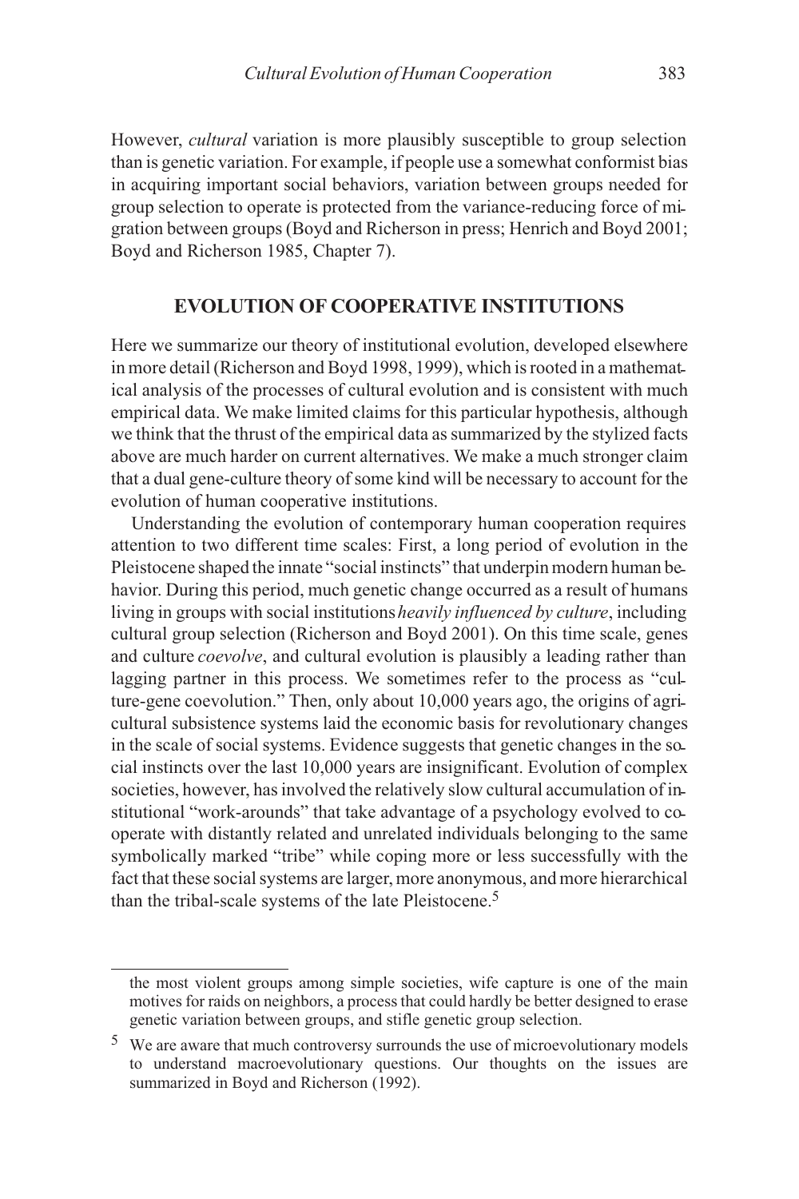However, *cultural* variation is more plausibly susceptible to group selection than is genetic variation. For example, if people use a somewhat conformist bias in acquiring important social behaviors, variation between groups needed for group selection to operate is protected from the variance-reducing force of migration between groups (Boyd and Richerson in press; Henrich and Boyd 2001; Boyd and Richerson 1985, Chapter 7).

## EVOLUTION OF COOPERATIVE INSTITUTIONS

Here we summarize our theory of institutional evolution, developed elsewhere in more detail (Richerson and Boyd 1998, 1999), which is rooted in a mathematical analysis of the processes of cultural evolution and is consistent with much empirical data. We make limited claims for this particular hypothesis, although we think that the thrust of the empirical data as summarized by the stylized facts above are much harder on current alternatives. We make a much stronger claim that a dual gene-culture theory of some kind will be necessary to account for the evolution of human cooperative institutions.

Understanding the evolution of contemporary human cooperation requires attention to two different time scales: First, a long period of evolution in the Pleistocene shaped the innate "social instincts" that underpin modern human behavior. During this period, much genetic change occurred as a result of humans living in groups with social institutions *heavily influenced by culture*, including cultural group selection (Richerson and Boyd 2001). On this time scale, genes and culture *coevolve*, and cultural evolution is plausibly a leading rather than lagging partner in this process. We sometimes refer to the process as "culture-gene coevolution." Then, only about 10,000 years ago, the origins of agricultural subsistence systems laid the economic basis for revolutionary changes in the scale of social systems. Evidence suggests that genetic changes in the social instincts over the last 10,000 years are insignificant. Evolution of complex societies, however, has involved the relatively slow cultural accumulation of institutional "work-arounds" that take advantage of a psychology evolved to cooperate with distantly related and unrelated individuals belonging to the same symbolically marked "tribe" while coping more or less successfully with the fact that these social systems are larger, more anonymous, and more hierarchical than the tribal-scale systems of the late Pleistocene.[5]

---

the most violent groups among simple societies, wife capture is one of the main motives for raids on neighbors, a process that could hardly be better designed to erase genetic variation between groups, and stifle genetic group selection.

[5] We are aware that much controversy surrounds the use of microevolutionary models to understand macroevolutionary questions. Our thoughts on the issues are summarized in Boyd and Richerson (1992).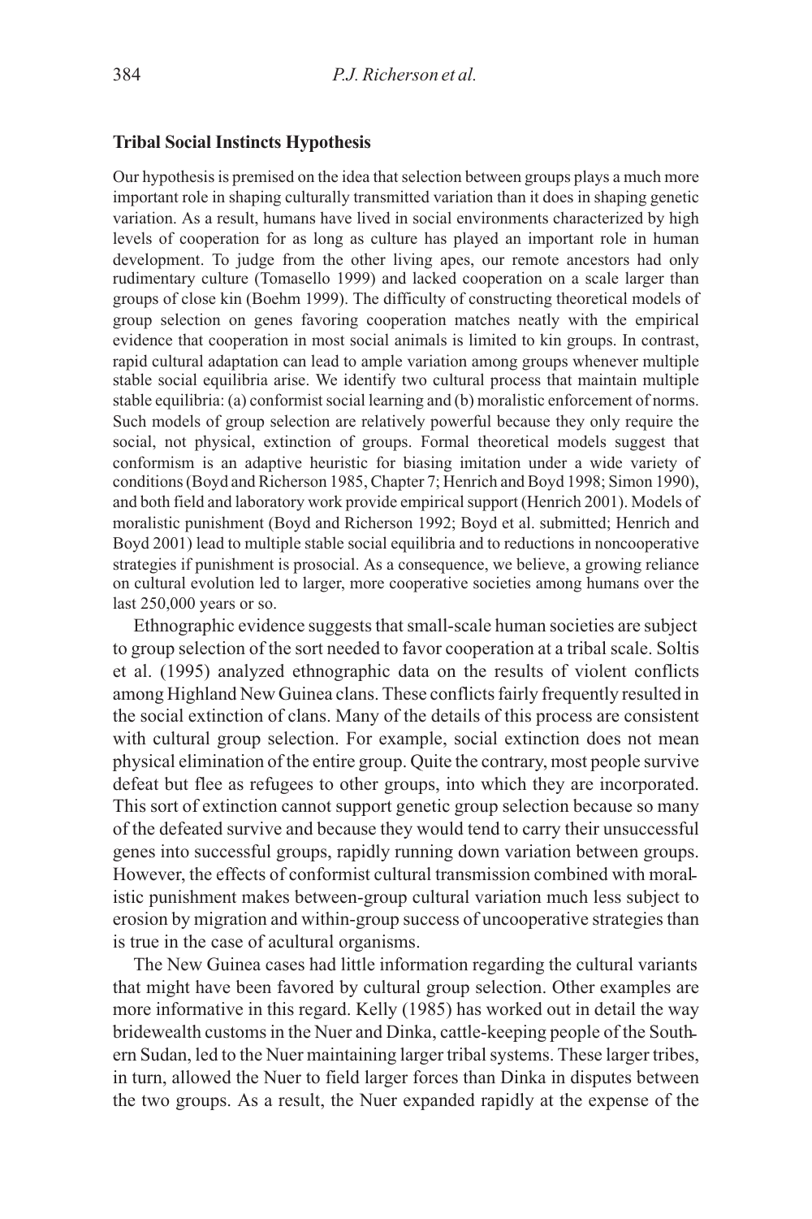### Tribal Social Instincts Hypothesis

Our hypothesis is premised on the idea that selection between groups plays a much more important role in shaping culturally transmitted variation than it does in shaping genetic variation. As a result, humans have lived in social environments characterized by high levels of cooperation for as long as culture has played an important role in human development. To judge from the other living apes, our remote ancestors had only rudimentary culture (Tomasello 1999) and lacked cooperation on a scale larger than groups of close kin (Boehm 1999). The difficulty of constructing theoretical models of group selection on genes favoring cooperation matches neatly with the empirical evidence that cooperation in most social animals is limited to kin groups. In contrast, rapid cultural adaptation can lead to ample variation among groups whenever multiple stable social equilibria arise. We identify two cultural process that maintain multiple stable equilibria: (a) conformist social learning and (b) moralistic enforcement of norms. Such models of group selection are relatively powerful because they only require the social, not physical, extinction of groups. Formal theoretical models suggest that conformism is an adaptive heuristic for biasing imitation under a wide variety of conditions (Boyd and Richerson 1985, Chapter 7; Henrich and Boyd 1998; Simon 1990), and both field and laboratory work provide empirical support (Henrich 2001). Models of moralistic punishment (Boyd and Richerson 1992; Boyd et al. submitted; Henrich and Boyd 2001) lead to multiple stable social equilibria and to reductions in noncooperative strategies if punishment is prosocial. As a consequence, we believe, a growing reliance on cultural evolution led to larger, more cooperative societies among humans over the last 250,000 years or so.

Ethnographic evidence suggests that small-scale human societies are subject to group selection of the sort needed to favor cooperation at a tribal scale. Soltis et al. (1995) analyzed ethnographic data on the results of violent conflicts among Highland New Guinea clans. These conflicts fairly frequently resulted in the social extinction of clans. Many of the details of this process are consistent with cultural group selection. For example, social extinction does not mean physical elimination of the entire group. Quite the contrary, most people survive defeat but flee as refugees to other groups, into which they are incorporated. This sort of extinction cannot support genetic group selection because so many of the defeated survive and because they would tend to carry their unsuccessful genes into successful groups, rapidly running down variation between groups. However, the effects of conformist cultural transmission combined with moralistic punishment makes between-group cultural variation much less subject to erosion by migration and within-group success of uncooperative strategies than is true in the case of acultural organisms.

The New Guinea cases had little information regarding the cultural variants that might have been favored by cultural group selection. Other examples are more informative in this regard. Kelly (1985) has worked out in detail the way bridewealth customs in the Nuer and Dinka, cattle-keeping people of the Southern Sudan, led to the Nuer maintaining larger tribal systems. These larger tribes, in turn, allowed the Nuer to field larger forces than Dinka in disputes between the two groups. As a result, the Nuer expanded rapidly at the expense of the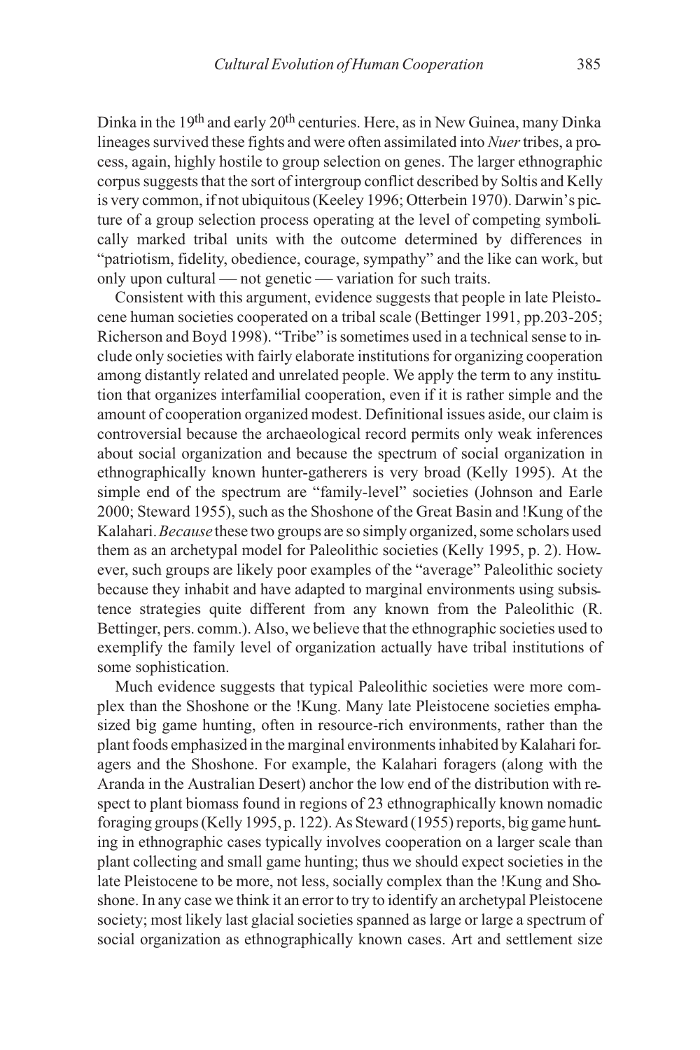Dinka in the 19th and early 20th centuries. Here, as in New Guinea, many Dinka lineages survived these fights and were often assimilated into *Nuer* tribes, a process, again, highly hostile to group selection on genes. The larger ethnographic corpus suggests that the sort of intergroup conflict described by Soltis and Kelly is very common, if not ubiquitous (Keeley 1996; Otterbein 1970). Darwin's picture of a group selection process operating at the level of competing symbolically marked tribal units with the outcome determined by differences in "patriotism, fidelity, obedience, courage, sympathy" and the like can work, but only upon cultural — not genetic — variation for such traits.

Consistent with this argument, evidence suggests that people in late Pleistocene human societies cooperated on a tribal scale (Bettinger 1991, pp.203-205; Richerson and Boyd 1998). "Tribe" is sometimes used in a technical sense to include only societies with fairly elaborate institutions for organizing cooperation among distantly related and unrelated people. We apply the term to any institution that organizes interfamilial cooperation, even if it is rather simple and the amount of cooperation organized modest. Definitional issues aside, our claim is controversial because the archaeological record permits only weak inferences about social organization and because the spectrum of social organization in ethnographically known hunter-gatherers is very broad (Kelly 1995). At the simple end of the spectrum are "family-level" societies (Johnson and Earle 2000; Steward 1955), such as the Shoshone of the Great Basin and !Kung of the Kalahari. *Because* these two groups are so simply organized, some scholars used them as an archetypal model for Paleolithic societies (Kelly 1995, p. 2). However, such groups are likely poor examples of the "average" Paleolithic society because they inhabit and have adapted to marginal environments using subsistence strategies quite different from any known from the Paleolithic (R. Bettinger, pers. comm.). Also, we believe that the ethnographic societies used to exemplify the family level of organization actually have tribal institutions of some sophistication.

Much evidence suggests that typical Paleolithic societies were more complex than the Shoshone or the !Kung. Many late Pleistocene societies emphasized big game hunting, often in resource-rich environments, rather than the plant foods emphasized in the marginal environments inhabited by Kalahari foragers and the Shoshone. For example, the Kalahari foragers (along with the Aranda in the Australian Desert) anchor the low end of the distribution with respect to plant biomass found in regions of 23 ethnographically known nomadic foraging groups (Kelly 1995, p. 122). As Steward (1955) reports, big game hunting in ethnographic cases typically involves cooperation on a larger scale than plant collecting and small game hunting; thus we should expect societies in the late Pleistocene to be more, not less, socially complex than the !Kung and Shoshone. In any case we think it an error to try to identify an archetypal Pleistocene society; most likely last glacial societies spanned as large or large a spectrum of social organization as ethnographically known cases. Art and settlement size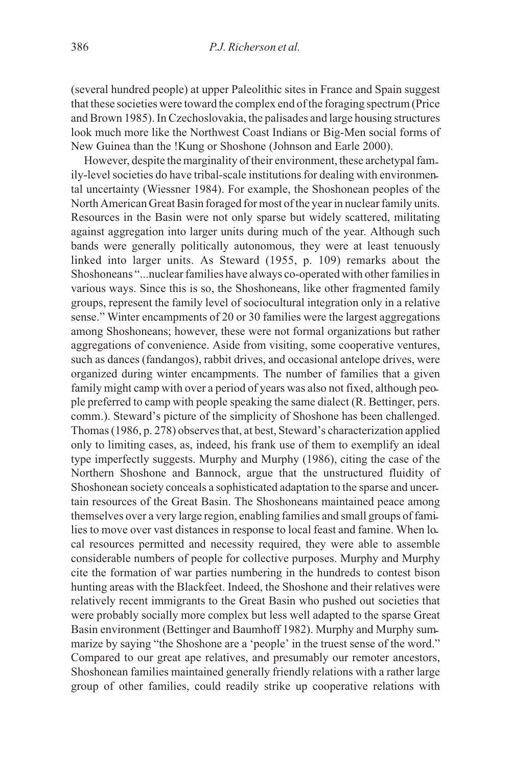(several hundred people) at upper Paleolithic sites in France and Spain suggest that these societies were toward the complex end of the foraging spectrum (Price and Brown 1985). In Czechoslovakia, the palisades and large housing structures look much more like the Northwest Coast Indians or Big-Men social forms of New Guinea than the !Kung or Shoshone (Johnson and Earle 2000).

However, despite the marginality of their environment, these archetypal family-level societies do have tribal-scale institutions for dealing with environmental uncertainty (Wiessner 1984). For example, the Shoshonean peoples of the North American Great Basin foraged for most of the year in nuclear family units. Resources in the Basin were not only sparse but widely scattered, militating against aggregation into larger units during much of the year. Although such bands were generally politically autonomous, they were at least tenuously linked into larger units. As Steward (1955, p. 109) remarks about the Shoshoneans "...nuclear families have always co-operated with other families in various ways. Since this is so, the Shoshoneans, like other fragmented family groups, represent the family level of sociocultural integration only in a relative sense." Winter encampments of 20 or 30 families were the largest aggregations among Shoshoneans; however, these were not formal organizations but rather aggregations of convenience. Aside from visiting, some cooperative ventures, such as dances (fandangos), rabbit drives, and occasional antelope drives, were organized during winter encampments. The number of families that a given family might camp with over a period of years was also not fixed, although people preferred to camp with people speaking the same dialect (R. Bettinger, pers. comm.). Steward's picture of the simplicity of Shoshone has been challenged. Thomas (1986, p. 278) observes that, at best, Steward's characterization applied only to limiting cases, as, indeed, his frank use of them to exemplify an ideal type imperfectly suggests. Murphy and Murphy (1986), citing the case of the Northern Shoshone and Bannock, argue that the unstructured fluidity of Shoshonean society conceals a sophisticated adaptation to the sparse and uncertain resources of the Great Basin. The Shoshoneans maintained peace among themselves over a very large region, enabling families and small groups of families to move over vast distances in response to local feast and famine. When local resources permitted and necessity required, they were able to assemble considerable numbers of people for collective purposes. Murphy and Murphy cite the formation of war parties numbering in the hundreds to contest bison hunting areas with the Blackfeet. Indeed, the Shoshone and their relatives were relatively recent immigrants to the Great Basin who pushed out societies that were probably socially more complex but less well adapted to the sparse Great Basin environment (Bettinger and Baumhoff 1982). Murphy and Murphy summarize by saying "the Shoshone are a 'people' in the truest sense of the word." Compared to our great ape relatives, and presumably our remoter ancestors, Shoshonean families maintained generally friendly relations with a rather large group of other families, could readily strike up cooperative relations with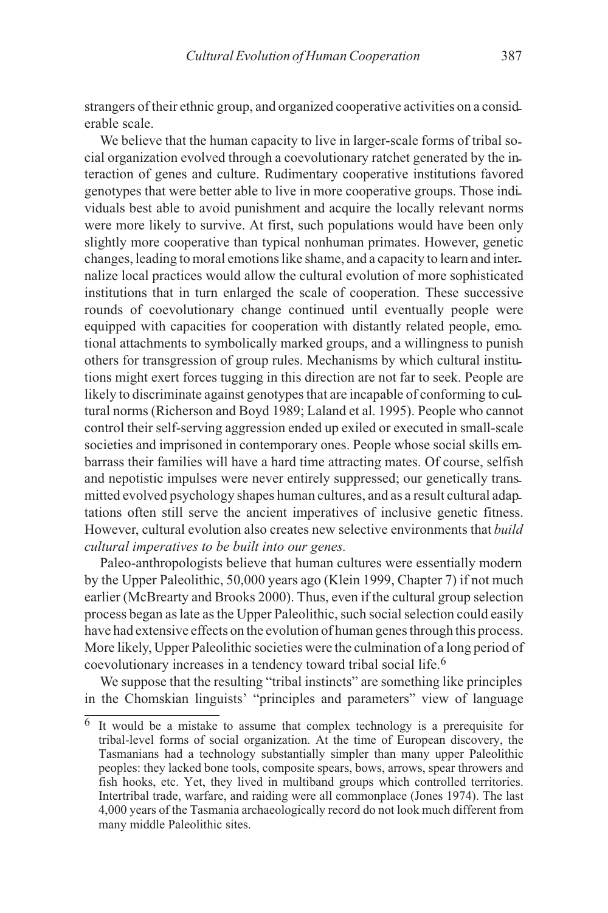strangers of their ethnic group, and organized cooperative activities on a considerable scale.

We believe that the human capacity to live in larger-scale forms of tribal social organization evolved through a coevolutionary ratchet generated by the interaction of genes and culture. Rudimentary cooperative institutions favored genotypes that were better able to live in more cooperative groups. Those individuals best able to avoid punishment and acquire the locally relevant norms were more likely to survive. At first, such populations would have been only slightly more cooperative than typical nonhuman primates. However, genetic changes, leading to moral emotions like shame, and a capacity to learn and internalize local practices would allow the cultural evolution of more sophisticated institutions that in turn enlarged the scale of cooperation. These successive rounds of coevolutionary change continued until eventually people were equipped with capacities for cooperation with distantly related people, emotional attachments to symbolically marked groups, and a willingness to punish others for transgression of group rules. Mechanisms by which cultural institutions might exert forces tugging in this direction are not far to seek. People are likely to discriminate against genotypes that are incapable of conforming to cultural norms (Richerson and Boyd 1989; Laland et al. 1995). People who cannot control their self-serving aggression ended up exiled or executed in small-scale societies and imprisoned in contemporary ones. People whose social skills embarrass their families will have a hard time attracting mates. Of course, selfish and nepotistic impulses were never entirely suppressed; our genetically transmitted evolved psychology shapes human cultures, and as a result cultural adaptations often still serve the ancient imperatives of inclusive genetic fitness. However, cultural evolution also creates new selective environments that *build cultural imperatives to be built into our genes.*

Paleo-anthropologists believe that human cultures were essentially modern by the Upper Paleolithic, 50,000 years ago (Klein 1999, Chapter 7) if not much earlier (McBrearty and Brooks 2000). Thus, even if the cultural group selection process began as late as the Upper Paleolithic, such social selection could easily have had extensive effects on the evolution of human genes through this process. More likely, Upper Paleolithic societies were the culmination of a long period of coevolutionary increases in a tendency toward tribal social life.[6]

We suppose that the resulting "tribal instincts" are something like principles in the Chomskian linguists' "principles and parameters" view of language

---

[6] It would be a mistake to assume that complex technology is a prerequisite for tribal-level forms of social organization. At the time of European discovery, the Tasmanians had a technology substantially simpler than many upper Paleolithic peoples: they lacked bone tools, composite spears, bows, arrows, spear throwers and fish hooks, etc. Yet, they lived in multiband groups which controlled territories. Intertribal trade, warfare, and raiding were all commonplace (Jones 1974). The last 4,000 years of the Tasmania archaeologically record do not look much different from many middle Paleolithic sites.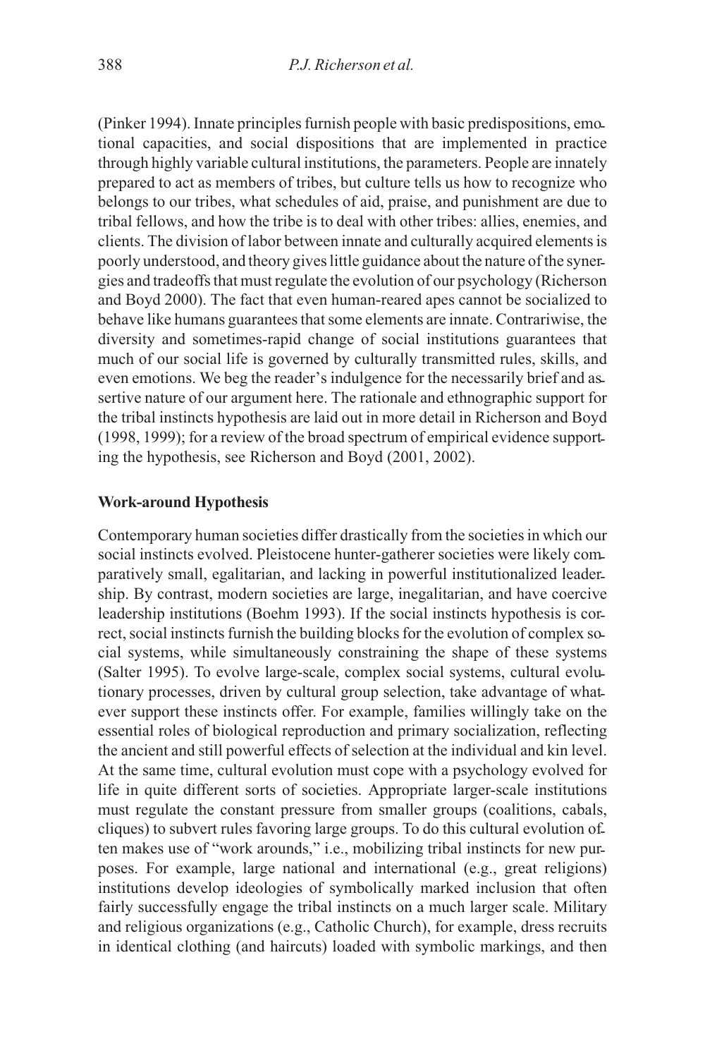(Pinker 1994). Innate principles furnish people with basic predispositions, emotional capacities, and social dispositions that are implemented in practice through highly variable cultural institutions, the parameters. People are innately prepared to act as members of tribes, but culture tells us how to recognize who belongs to our tribes, what schedules of aid, praise, and punishment are due to tribal fellows, and how the tribe is to deal with other tribes: allies, enemies, and clients. The division of labor between innate and culturally acquired elements is poorly understood, and theory gives little guidance about the nature of the synergies and tradeoffs that must regulate the evolution of our psychology (Richerson and Boyd 2000). The fact that even human-reared apes cannot be socialized to behave like humans guarantees that some elements are innate. Contrariwise, the diversity and sometimes-rapid change of social institutions guarantees that much of our social life is governed by culturally transmitted rules, skills, and even emotions. We beg the reader's indulgence for the necessarily brief and assertive nature of our argument here. The rationale and ethnographic support for the tribal instincts hypothesis are laid out in more detail in Richerson and Boyd (1998, 1999); for a review of the broad spectrum of empirical evidence supporting the hypothesis, see Richerson and Boyd (2001, 2002).

### Work-around Hypothesis

Contemporary human societies differ drastically from the societies in which our social instincts evolved. Pleistocene hunter-gatherer societies were likely comparatively small, egalitarian, and lacking in powerful institutionalized leadership. By contrast, modern societies are large, inegalitarian, and have coercive leadership institutions (Boehm 1993). If the social instincts hypothesis is correct, social instincts furnish the building blocks for the evolution of complex social systems, while simultaneously constraining the shape of these systems (Salter 1995). To evolve large-scale, complex social systems, cultural evolutionary processes, driven by cultural group selection, take advantage of whatever support these instincts offer. For example, families willingly take on the essential roles of biological reproduction and primary socialization, reflecting the ancient and still powerful effects of selection at the individual and kin level. At the same time, cultural evolution must cope with a psychology evolved for life in quite different sorts of societies. Appropriate larger-scale institutions must regulate the constant pressure from smaller groups (coalitions, cabals, cliques) to subvert rules favoring large groups. To do this cultural evolution often makes use of "work arounds," i.e., mobilizing tribal instincts for new purposes. For example, large national and international (e.g., great religions) institutions develop ideologies of symbolically marked inclusion that often fairly successfully engage the tribal instincts on a much larger scale. Military and religious organizations (e.g., Catholic Church), for example, dress recruits in identical clothing (and haircuts) loaded with symbolic markings, and then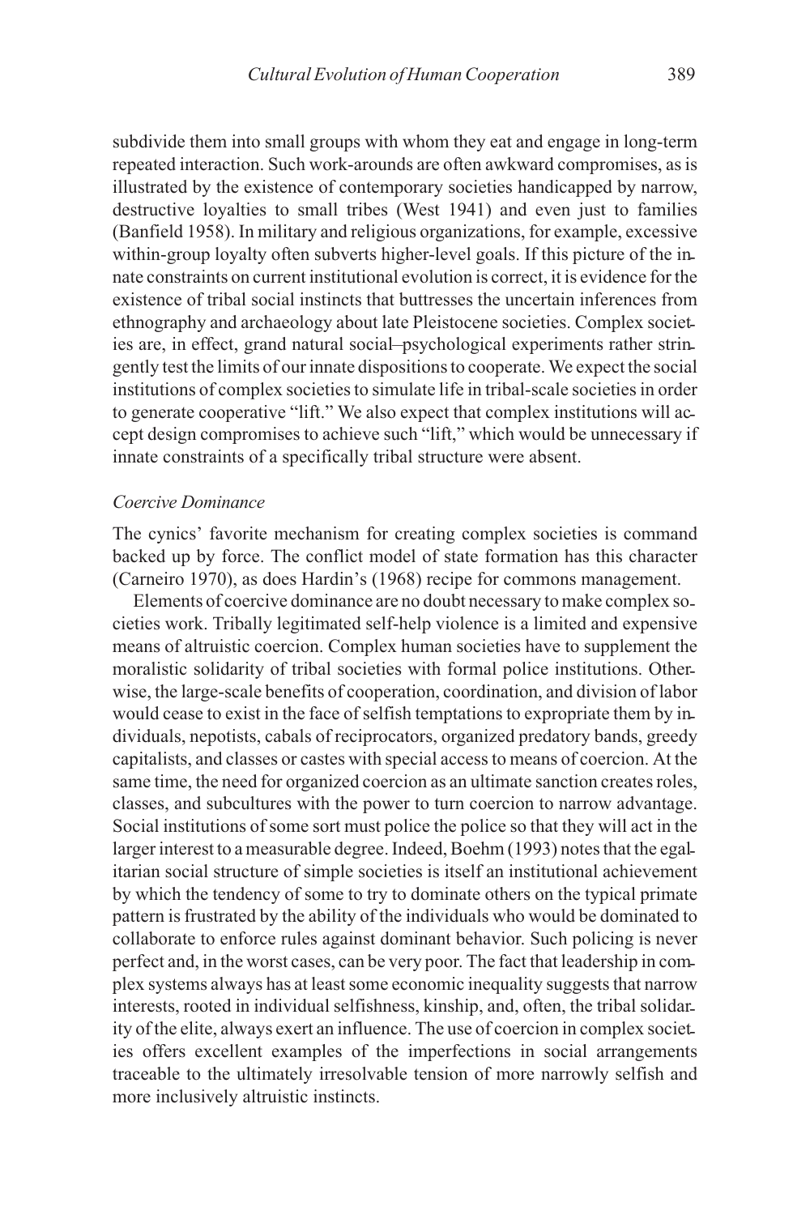subdivide them into small groups with whom they eat and engage in long-term repeated interaction. Such work-arounds are often awkward compromises, as is illustrated by the existence of contemporary societies handicapped by narrow, destructive loyalties to small tribes (West 1941) and even just to families (Banfield 1958). In military and religious organizations, for example, excessive within-group loyalty often subverts higher-level goals. If this picture of the innate constraints on current institutional evolution is correct, it is evidence for the existence of tribal social instincts that buttresses the uncertain inferences from ethnography and archaeology about late Pleistocene societies. Complex societies are, in effect, grand natural social–psychological experiments rather stringently test the limits of our innate dispositions to cooperate. We expect the social institutions of complex societies to simulate life in tribal-scale societies in order to generate cooperative "lift." We also expect that complex institutions will accept design compromises to achieve such "lift," which would be unnecessary if innate constraints of a specifically tribal structure were absent.

### *Coercive Dominance*

The cynics' favorite mechanism for creating complex societies is command backed up by force. The conflict model of state formation has this character (Carneiro 1970), as does Hardin's (1968) recipe for commons management.

Elements of coercive dominance are no doubt necessary to make complex societies work. Tribally legitimated self-help violence is a limited and expensive means of altruistic coercion. Complex human societies have to supplement the moralistic solidarity of tribal societies with formal police institutions. Otherwise, the large-scale benefits of cooperation, coordination, and division of labor would cease to exist in the face of selfish temptations to expropriate them by individuals, nepotists, cabals of reciprocators, organized predatory bands, greedy capitalists, and classes or castes with special access to means of coercion. At the same time, the need for organized coercion as an ultimate sanction creates roles, classes, and subcultures with the power to turn coercion to narrow advantage. Social institutions of some sort must police the police so that they will act in the larger interest to a measurable degree. Indeed, Boehm (1993) notes that the egalitarian social structure of simple societies is itself an institutional achievement by which the tendency of some to try to dominate others on the typical primate pattern is frustrated by the ability of the individuals who would be dominated to collaborate to enforce rules against dominant behavior. Such policing is never perfect and, in the worst cases, can be very poor. The fact that leadership in complex systems always has at least some economic inequality suggests that narrow interests, rooted in individual selfishness, kinship, and, often, the tribal solidarity of the elite, always exert an influence. The use of coercion in complex societies offers excellent examples of the imperfections in social arrangements traceable to the ultimately irresolvable tension of more narrowly selfish and more inclusively altruistic instincts.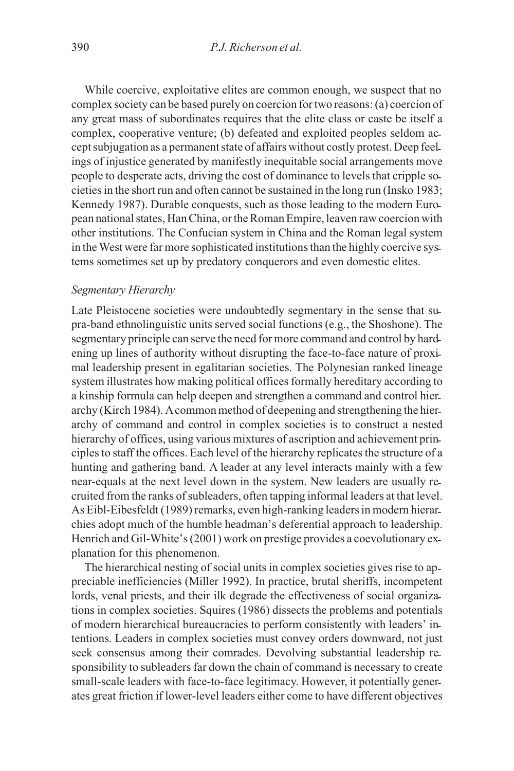While coercive, exploitative elites are common enough, we suspect that no complex society can be based purely on coercion for two reasons: (a) coercion of any great mass of subordinates requires that the elite class or caste be itself a complex, cooperative venture; (b) defeated and exploited peoples seldom accept subjugation as a permanent state of affairs without costly protest. Deep feelings of injustice generated by manifestly inequitable social arrangements move people to desperate acts, driving the cost of dominance to levels that cripple societies in the short run and often cannot be sustained in the long run (Insko 1983; Kennedy 1987). Durable conquests, such as those leading to the modern European national states, Han China, or the Roman Empire, leaven raw coercion with other institutions. The Confucian system in China and the Roman legal system in the West were far more sophisticated institutions than the highly coercive systems sometimes set up by predatory conquerors and even domestic elites.

### *Segmentary Hierarchy*

Late Pleistocene societies were undoubtedly segmentary in the sense that supra-band ethnolinguistic units served social functions (e.g., the Shoshone). The segmentary principle can serve the need for more command and control by hardening up lines of authority without disrupting the face-to-face nature of proximal leadership present in egalitarian societies. The Polynesian ranked lineage system illustrates how making political offices formally hereditary according to a kinship formula can help deepen and strengthen a command and control hierarchy (Kirch 1984). A common method of deepening and strengthening the hierarchy of command and control in complex societies is to construct a nested hierarchy of offices, using various mixtures of ascription and achievement principles to staff the offices. Each level of the hierarchy replicates the structure of a hunting and gathering band. A leader at any level interacts mainly with a few near-equals at the next level down in the system. New leaders are usually recruited from the ranks of subleaders, often tapping informal leaders at that level. As Eibl-Eibesfeldt (1989) remarks, even high-ranking leaders in modern hierarchies adopt much of the humble headman's deferential approach to leadership. Henrich and Gil-White's (2001) work on prestige provides a coevolutionary explanation for this phenomenon.

The hierarchical nesting of social units in complex societies gives rise to appreciable inefficiencies (Miller 1992). In practice, brutal sheriffs, incompetent lords, venal priests, and their ilk degrade the effectiveness of social organizations in complex societies. Squires (1986) dissects the problems and potentials of modern hierarchical bureaucracies to perform consistently with leaders' intentions. Leaders in complex societies must convey orders downward, not just seek consensus among their comrades. Devolving substantial leadership responsibility to subleaders far down the chain of command is necessary to create small-scale leaders with face-to-face legitimacy. However, it potentially generates great friction if lower-level leaders either come to have different objectives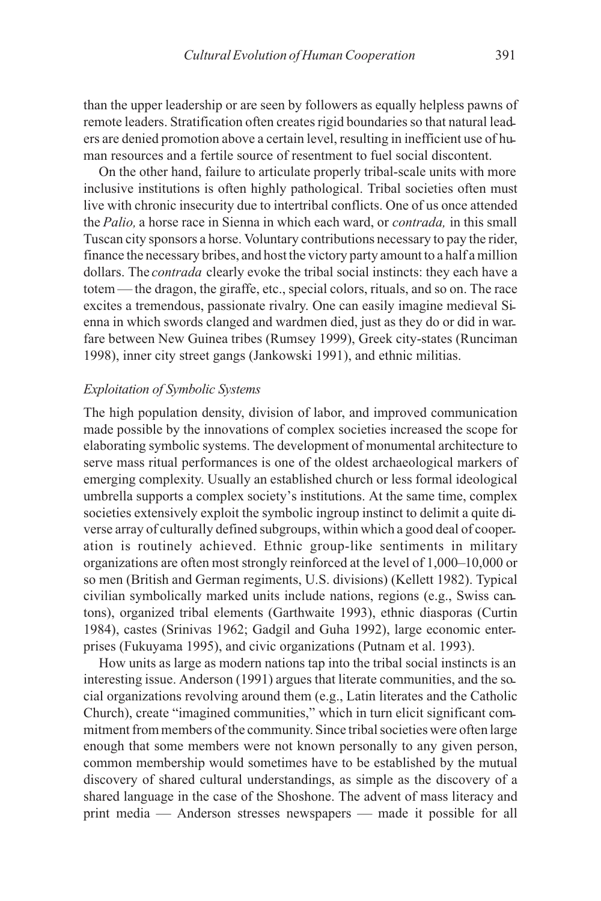than the upper leadership or are seen by followers as equally helpless pawns of remote leaders. Stratification often creates rigid boundaries so that natural leaders are denied promotion above a certain level, resulting in inefficient use of human resources and a fertile source of resentment to fuel social discontent.

On the other hand, failure to articulate properly tribal-scale units with more inclusive institutions is often highly pathological. Tribal societies often must live with chronic insecurity due to intertribal conflicts. One of us once attended the *Palio,* a horse race in Sienna in which each ward, or *contrada,* in this small Tuscan city sponsors a horse. Voluntary contributions necessary to pay the rider, finance the necessary bribes, and host the victory party amount to a half a million dollars. The *contrada* clearly evoke the tribal social instincts: they each have a totem — the dragon, the giraffe, etc., special colors, rituals, and so on. The race excites a tremendous, passionate rivalry. One can easily imagine medieval Sienna in which swords clanged and wardmen died, just as they do or did in warfare between New Guinea tribes (Rumsey 1999), Greek city-states (Runciman 1998), inner city street gangs (Jankowski 1991), and ethnic militias.

### *Exploitation of Symbolic Systems*

The high population density, division of labor, and improved communication made possible by the innovations of complex societies increased the scope for elaborating symbolic systems. The development of monumental architecture to serve mass ritual performances is one of the oldest archaeological markers of emerging complexity. Usually an established church or less formal ideological umbrella supports a complex society's institutions. At the same time, complex societies extensively exploit the symbolic ingroup instinct to delimit a quite diverse array of culturally defined subgroups, within which a good deal of cooperation is routinely achieved. Ethnic group-like sentiments in military organizations are often most strongly reinforced at the level of 1,000–10,000 or so men (British and German regiments, U.S. divisions) (Kellett 1982). Typical civilian symbolically marked units include nations, regions (e.g., Swiss cantons), organized tribal elements (Garthwaite 1993), ethnic diasporas (Curtin 1984), castes (Srinivas 1962; Gadgil and Guha 1992), large economic enterprises (Fukuyama 1995), and civic organizations (Putnam et al. 1993).

How units as large as modern nations tap into the tribal social instincts is an interesting issue. Anderson (1991) argues that literate communities, and the social organizations revolving around them (e.g., Latin literates and the Catholic Church), create "imagined communities," which in turn elicit significant commitment from members of the community. Since tribal societies were often large enough that some members were not known personally to any given person, common membership would sometimes have to be established by the mutual discovery of shared cultural understandings, as simple as the discovery of a shared language in the case of the Shoshone. The advent of mass literacy and print media — Anderson stresses newspapers — made it possible for all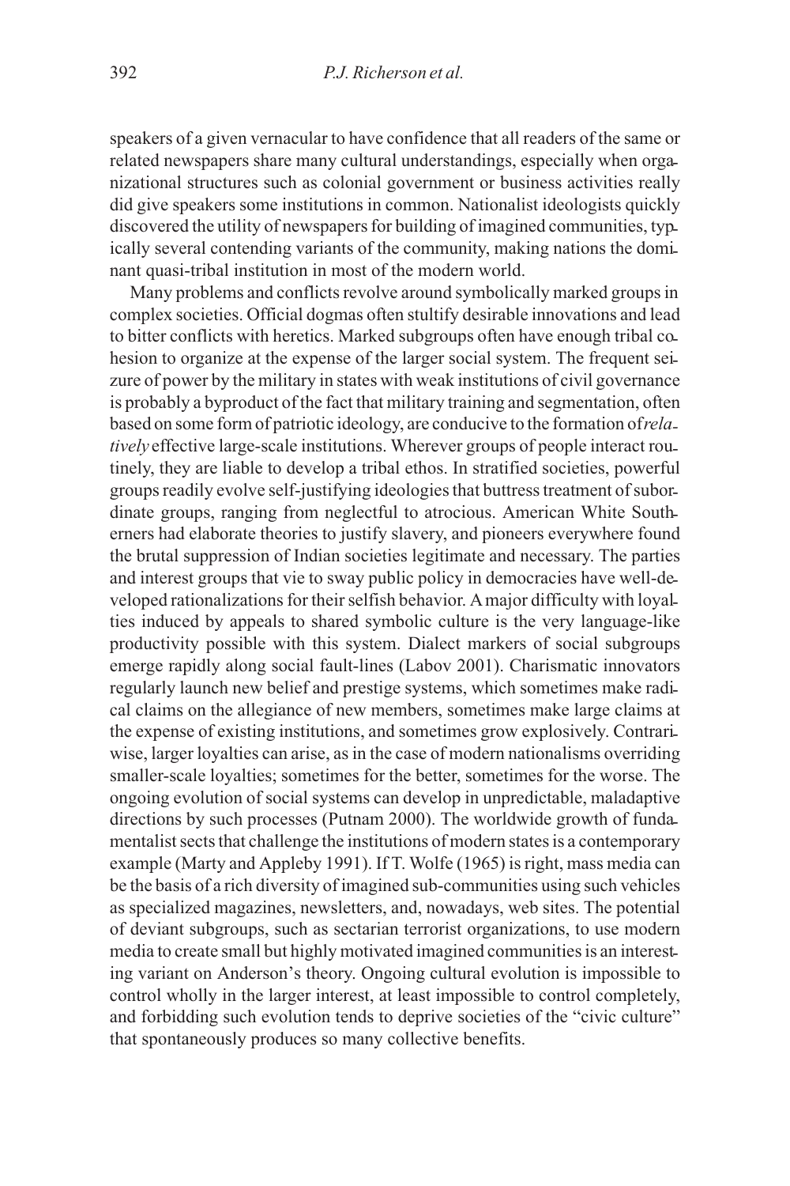speakers of a given vernacular to have confidence that all readers of the same or related newspapers share many cultural understandings, especially when organizational structures such as colonial government or business activities really did give speakers some institutions in common. Nationalist ideologists quickly discovered the utility of newspapers for building of imagined communities, typically several contending variants of the community, making nations the dominant quasi-tribal institution in most of the modern world.

Many problems and conflicts revolve around symbolically marked groups in complex societies. Official dogmas often stultify desirable innovations and lead to bitter conflicts with heretics. Marked subgroups often have enough tribal cohesion to organize at the expense of the larger social system. The frequent seizure of power by the military in states with weak institutions of civil governance is probably a byproduct of the fact that military training and segmentation, often based on some form of patriotic ideology, are conducive to the formation of *relatively* effective large-scale institutions. Wherever groups of people interact routinely, they are liable to develop a tribal ethos. In stratified societies, powerful groups readily evolve self-justifying ideologies that buttress treatment of subordinate groups, ranging from neglectful to atrocious. American White Southerners had elaborate theories to justify slavery, and pioneers everywhere found the brutal suppression of Indian societies legitimate and necessary. The parties and interest groups that vie to sway public policy in democracies have well-developed rationalizations for their selfish behavior. A major difficulty with loyalties induced by appeals to shared symbolic culture is the very language-like productivity possible with this system. Dialect markers of social subgroups emerge rapidly along social fault-lines (Labov 2001). Charismatic innovators regularly launch new belief and prestige systems, which sometimes make radical claims on the allegiance of new members, sometimes make large claims at the expense of existing institutions, and sometimes grow explosively. Contrariwise, larger loyalties can arise, as in the case of modern nationalisms overriding smaller-scale loyalties; sometimes for the better, sometimes for the worse. The ongoing evolution of social systems can develop in unpredictable, maladaptive directions by such processes (Putnam 2000). The worldwide growth of fundamentalist sects that challenge the institutions of modern states is a contemporary example (Marty and Appleby 1991). If T. Wolfe (1965) is right, mass media can be the basis of a rich diversity of imagined sub-communities using such vehicles as specialized magazines, newsletters, and, nowadays, web sites. The potential of deviant subgroups, such as sectarian terrorist organizations, to use modern media to create small but highly motivated imagined communities is an interesting variant on Anderson's theory. Ongoing cultural evolution is impossible to control wholly in the larger interest, at least impossible to control completely, and forbidding such evolution tends to deprive societies of the "civic culture" that spontaneously produces so many collective benefits.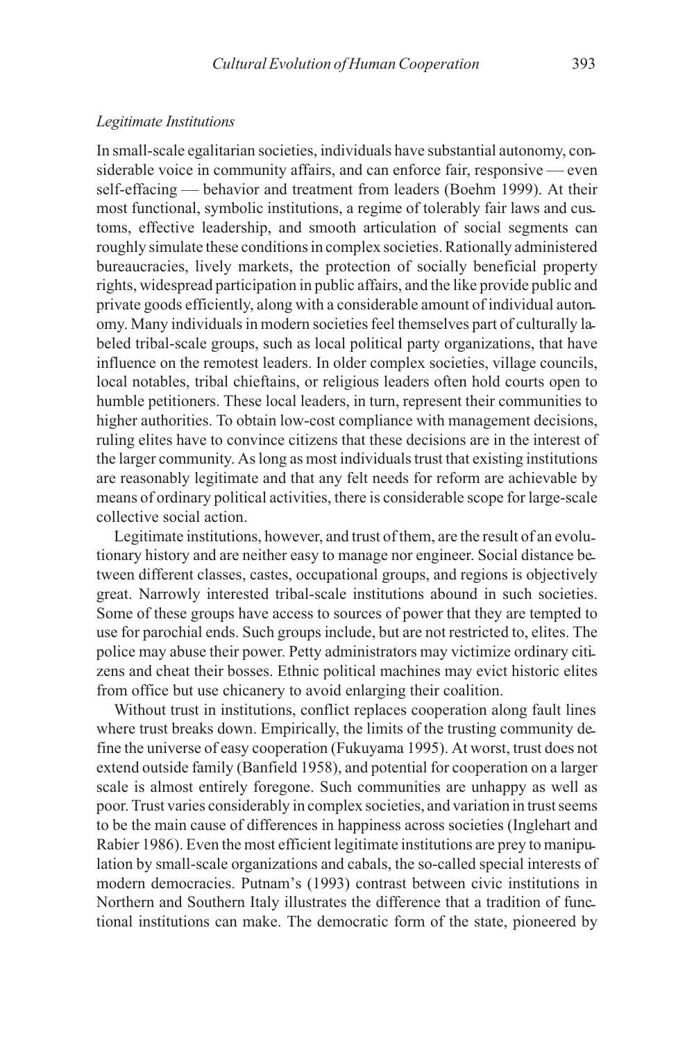*Legitimate Institutions*

In small-scale egalitarian societies, individuals have substantial autonomy, considerable voice in community affairs, and can enforce fair, responsive — even self-effacing — behavior and treatment from leaders (Boehm 1999). At their most functional, symbolic institutions, a regime of tolerably fair laws and customs, effective leadership, and smooth articulation of social segments can roughly simulate these conditions in complex societies. Rationally administered bureaucracies, lively markets, the protection of socially beneficial property rights, widespread participation in public affairs, and the like provide public and private goods efficiently, along with a considerable amount of individual autonomy. Many individuals in modern societies feel themselves part of culturally labeled tribal-scale groups, such as local political party organizations, that have influence on the remotest leaders. In older complex societies, village councils, local notables, tribal chieftains, or religious leaders often hold courts open to humble petitioners. These local leaders, in turn, represent their communities to higher authorities. To obtain low-cost compliance with management decisions, ruling elites have to convince citizens that these decisions are in the interest of the larger community. As long as most individuals trust that existing institutions are reasonably legitimate and that any felt needs for reform are achievable by means of ordinary political activities, there is considerable scope for large-scale collective social action.

Legitimate institutions, however, and trust of them, are the result of an evolutionary history and are neither easy to manage nor engineer. Social distance between different classes, castes, occupational groups, and regions is objectively great. Narrowly interested tribal-scale institutions abound in such societies. Some of these groups have access to sources of power that they are tempted to use for parochial ends. Such groups include, but are not restricted to, elites. The police may abuse their power. Petty administrators may victimize ordinary citizens and cheat their bosses. Ethnic political machines may evict historic elites from office but use chicanery to avoid enlarging their coalition.

Without trust in institutions, conflict replaces cooperation along fault lines where trust breaks down. Empirically, the limits of the trusting community define the universe of easy cooperation (Fukuyama 1995). At worst, trust does not extend outside family (Banfield 1958), and potential for cooperation on a larger scale is almost entirely foregone. Such communities are unhappy as well as poor. Trust varies considerably in complex societies, and variation in trust seems to be the main cause of differences in happiness across societies (Inglehart and Rabier 1986). Even the most efficient legitimate institutions are prey to manipulation by small-scale organizations and cabals, the so-called special interests of modern democracies. Putnam's (1993) contrast between civic institutions in Northern and Southern Italy illustrates the difference that a tradition of functional institutions can make. The democratic form of the state, pioneered by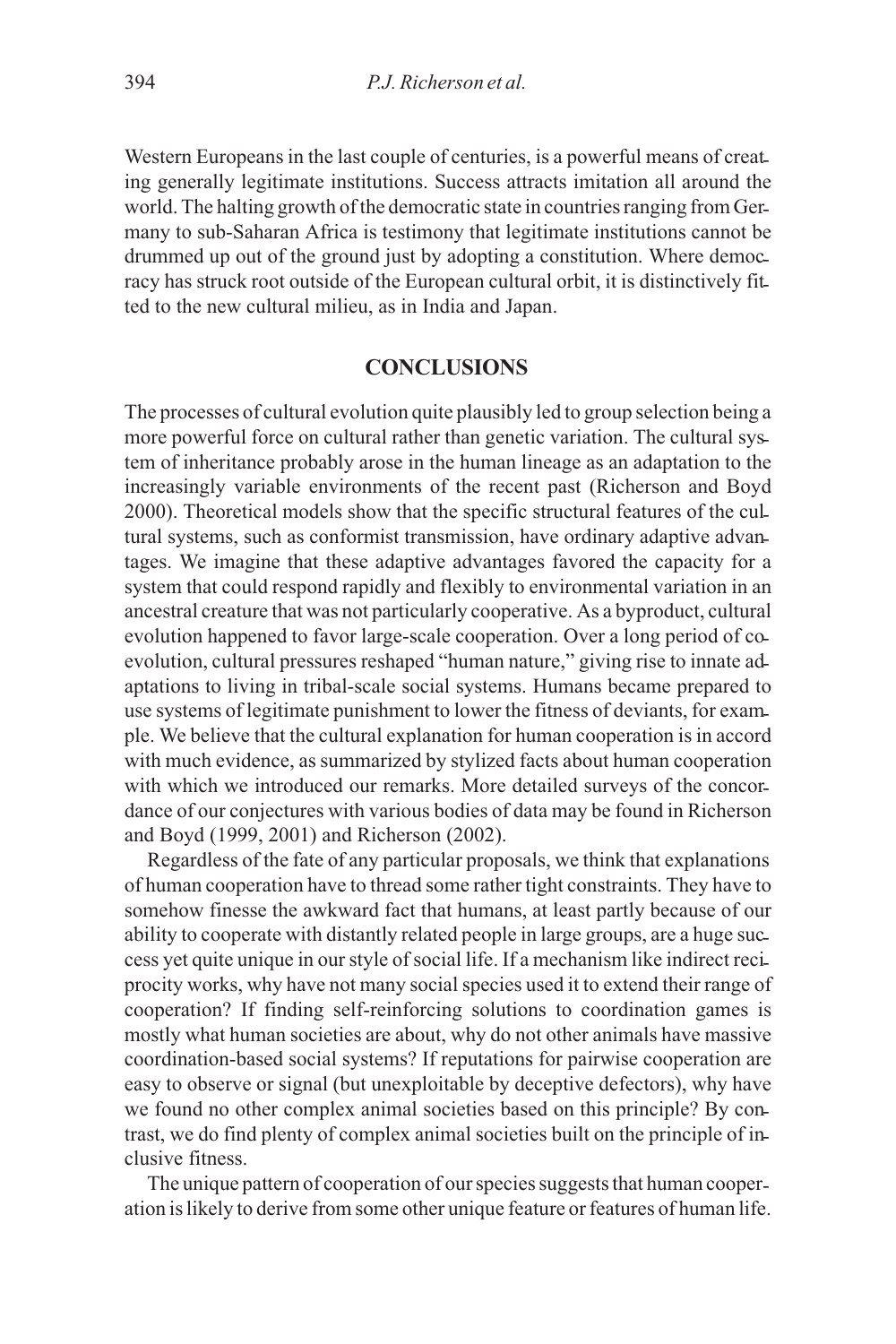Western Europeans in the last couple of centuries, is a powerful means of creating generally legitimate institutions. Success attracts imitation all around the world. The halting growth of the democratic state in countries ranging from Germany to sub-Saharan Africa is testimony that legitimate institutions cannot be drummed up out of the ground just by adopting a constitution. Where democracy has struck root outside of the European cultural orbit, it is distinctively fitted to the new cultural milieu, as in India and Japan.

## CONCLUSIONS

The processes of cultural evolution quite plausibly led to group selection being a more powerful force on cultural rather than genetic variation. The cultural system of inheritance probably arose in the human lineage as an adaptation to the increasingly variable environments of the recent past (Richerson and Boyd 2000). Theoretical models show that the specific structural features of the cultural systems, such as conformist transmission, have ordinary adaptive advantages. We imagine that these adaptive advantages favored the capacity for a system that could respond rapidly and flexibly to environmental variation in an ancestral creature that was not particularly cooperative. As a byproduct, cultural evolution happened to favor large-scale cooperation. Over a long period of coevolution, cultural pressures reshaped "human nature," giving rise to innate adaptations to living in tribal-scale social systems. Humans became prepared to use systems of legitimate punishment to lower the fitness of deviants, for example. We believe that the cultural explanation for human cooperation is in accord with much evidence, as summarized by stylized facts about human cooperation with which we introduced our remarks. More detailed surveys of the concordance of our conjectures with various bodies of data may be found in Richerson and Boyd (1999, 2001) and Richerson (2002).

Regardless of the fate of any particular proposals, we think that explanations of human cooperation have to thread some rather tight constraints. They have to somehow finesse the awkward fact that humans, at least partly because of our ability to cooperate with distantly related people in large groups, are a huge success yet quite unique in our style of social life. If a mechanism like indirect reciprocity works, why have not many social species used it to extend their range of cooperation? If finding self-reinforcing solutions to coordination games is mostly what human societies are about, why do not other animals have massive coordination-based social systems? If reputations for pairwise cooperation are easy to observe or signal (but unexploitable by deceptive defectors), why have we found no other complex animal societies based on this principle? By contrast, we do find plenty of complex animal societies built on the principle of inclusive fitness.

The unique pattern of cooperation of our species suggests that human cooperation is likely to derive from some other unique feature or features of human life.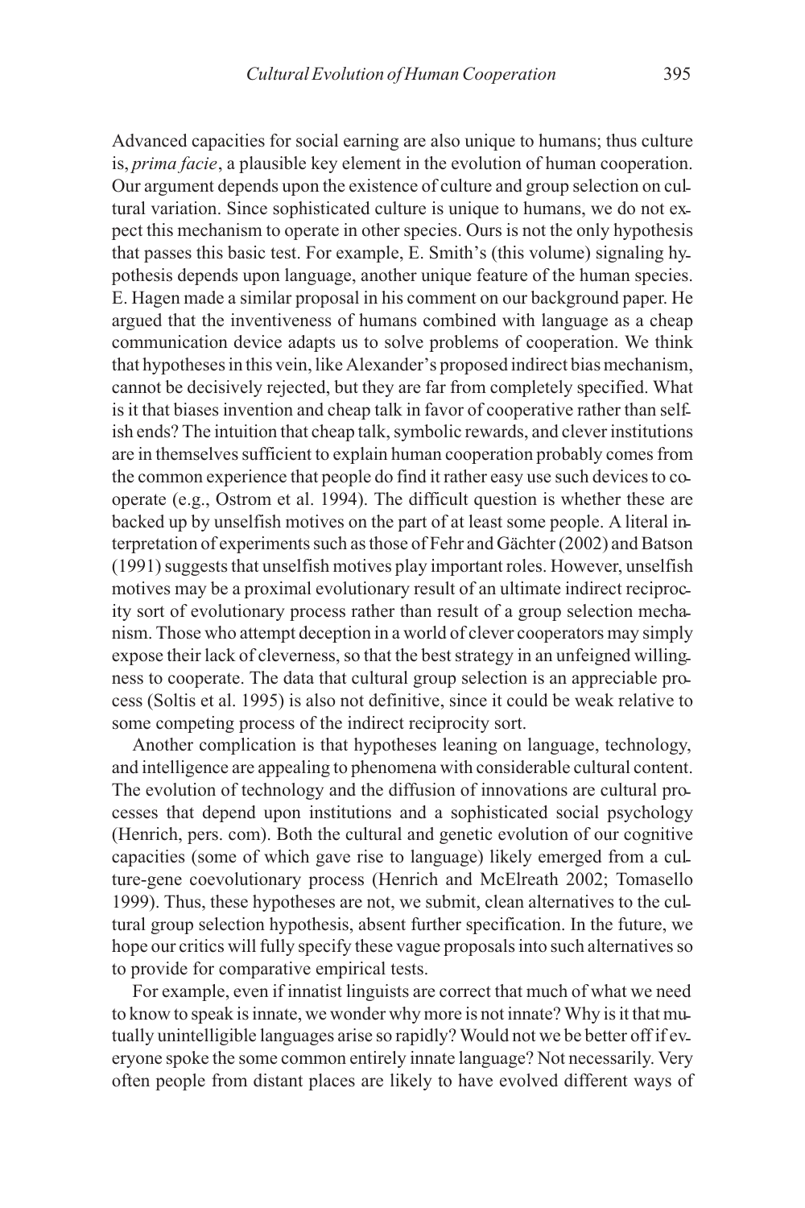Advanced capacities for social earning are also unique to humans; thus culture is, *prima facie*, a plausible key element in the evolution of human cooperation. Our argument depends upon the existence of culture and group selection on cultural variation. Since sophisticated culture is unique to humans, we do not expect this mechanism to operate in other species. Ours is not the only hypothesis that passes this basic test. For example, E. Smith's (this volume) signaling hypothesis depends upon language, another unique feature of the human species. E. Hagen made a similar proposal in his comment on our background paper. He argued that the inventiveness of humans combined with language as a cheap communication device adapts us to solve problems of cooperation. We think that hypotheses in this vein, like Alexander's proposed indirect bias mechanism, cannot be decisively rejected, but they are far from completely specified. What is it that biases invention and cheap talk in favor of cooperative rather than selfish ends? The intuition that cheap talk, symbolic rewards, and clever institutions are in themselves sufficient to explain human cooperation probably comes from the common experience that people do find it rather easy use such devices to cooperate (e.g., Ostrom et al. 1994). The difficult question is whether these are backed up by unselfish motives on the part of at least some people. A literal interpretation of experiments such as those of Fehr and Gächter (2002) and Batson (1991) suggests that unselfish motives play important roles. However, unselfish motives may be a proximal evolutionary result of an ultimate indirect reciprocity sort of evolutionary process rather than result of a group selection mechanism. Those who attempt deception in a world of clever cooperators may simply expose their lack of cleverness, so that the best strategy in an unfeigned willingness to cooperate. The data that cultural group selection is an appreciable process (Soltis et al. 1995) is also not definitive, since it could be weak relative to some competing process of the indirect reciprocity sort.

Another complication is that hypotheses leaning on language, technology, and intelligence are appealing to phenomena with considerable cultural content. The evolution of technology and the diffusion of innovations are cultural processes that depend upon institutions and a sophisticated social psychology (Henrich, pers. com). Both the cultural and genetic evolution of our cognitive capacities (some of which gave rise to language) likely emerged from a culture-gene coevolutionary process (Henrich and McElreath 2002; Tomasello 1999). Thus, these hypotheses are not, we submit, clean alternatives to the cultural group selection hypothesis, absent further specification. In the future, we hope our critics will fully specify these vague proposals into such alternatives so to provide for comparative empirical tests.

For example, even if innatist linguists are correct that much of what we need to know to speak is innate, we wonder why more is not innate? Why is it that mutually unintelligible languages arise so rapidly? Would not we be better off if everyone spoke the some common entirely innate language? Not necessarily. Very often people from distant places are likely to have evolved different ways of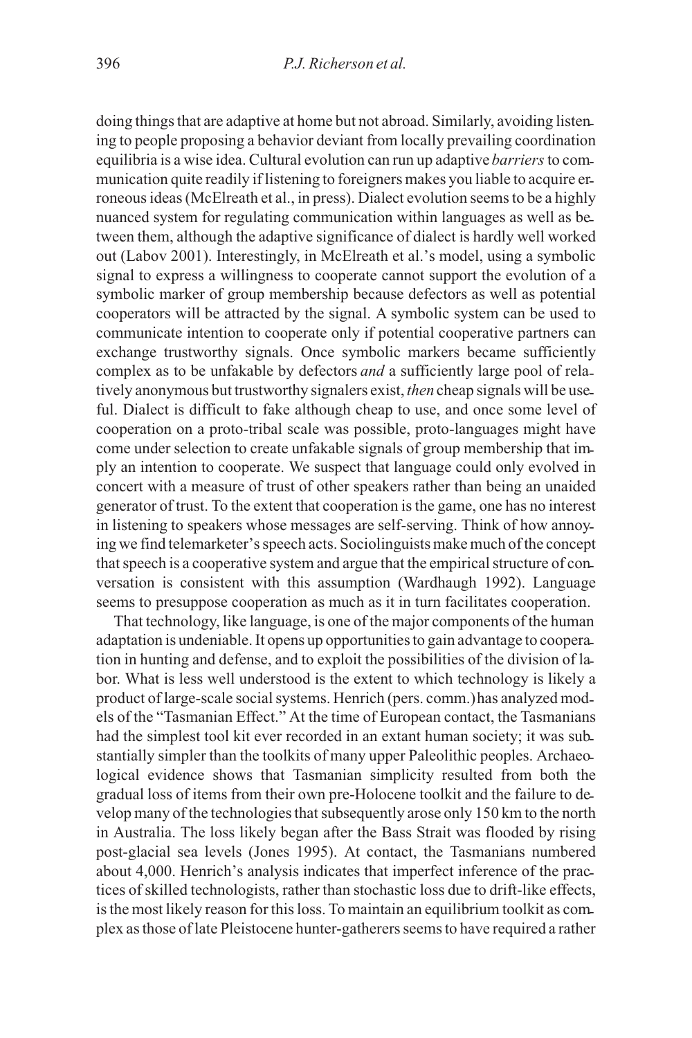doing things that are adaptive at home but not abroad. Similarly, avoiding listening to people proposing a behavior deviant from locally prevailing coordination equilibria is a wise idea. Cultural evolution can run up adaptive *barriers* to communication quite readily if listening to foreigners makes you liable to acquire erroneous ideas (McElreath et al., in press). Dialect evolution seems to be a highly nuanced system for regulating communication within languages as well as between them, although the adaptive significance of dialect is hardly well worked out (Labov 2001). Interestingly, in McElreath et al.'s model, using a symbolic signal to express a willingness to cooperate cannot support the evolution of a symbolic marker of group membership because defectors as well as potential cooperators will be attracted by the signal. A symbolic system can be used to communicate intention to cooperate only if potential cooperative partners can exchange trustworthy signals. Once symbolic markers became sufficiently complex as to be unfakable by defectors *and* a sufficiently large pool of relatively anonymous but trustworthy signalers exist, *then* cheap signals will be useful. Dialect is difficult to fake although cheap to use, and once some level of cooperation on a proto-tribal scale was possible, proto-languages might have come under selection to create unfakable signals of group membership that imply an intention to cooperate. We suspect that language could only evolved in concert with a measure of trust of other speakers rather than being an unaided generator of trust. To the extent that cooperation is the game, one has no interest in listening to speakers whose messages are self-serving. Think of how annoying we find telemarketer's speech acts. Sociolinguists make much of the concept that speech is a cooperative system and argue that the empirical structure of conversation is consistent with this assumption (Wardhaugh 1992). Language seems to presuppose cooperation as much as it in turn facilitates cooperation.

That technology, like language, is one of the major components of the human adaptation is undeniable. It opens up opportunities to gain advantage to cooperation in hunting and defense, and to exploit the possibilities of the division of labor. What is less well understood is the extent to which technology is likely a product of large-scale social systems. Henrich (pers. comm.) has analyzed models of the "Tasmanian Effect." At the time of European contact, the Tasmanians had the simplest tool kit ever recorded in an extant human society; it was substantially simpler than the toolkits of many upper Paleolithic peoples. Archaeological evidence shows that Tasmanian simplicity resulted from both the gradual loss of items from their own pre-Holocene toolkit and the failure to develop many of the technologies that subsequently arose only 150 km to the north in Australia. The loss likely began after the Bass Strait was flooded by rising post-glacial sea levels (Jones 1995). At contact, the Tasmanians numbered about 4,000. Henrich's analysis indicates that imperfect inference of the practices of skilled technologists, rather than stochastic loss due to drift-like effects, is the most likely reason for this loss. To maintain an equilibrium toolkit as complex as those of late Pleistocene hunter-gatherers seems to have required a rather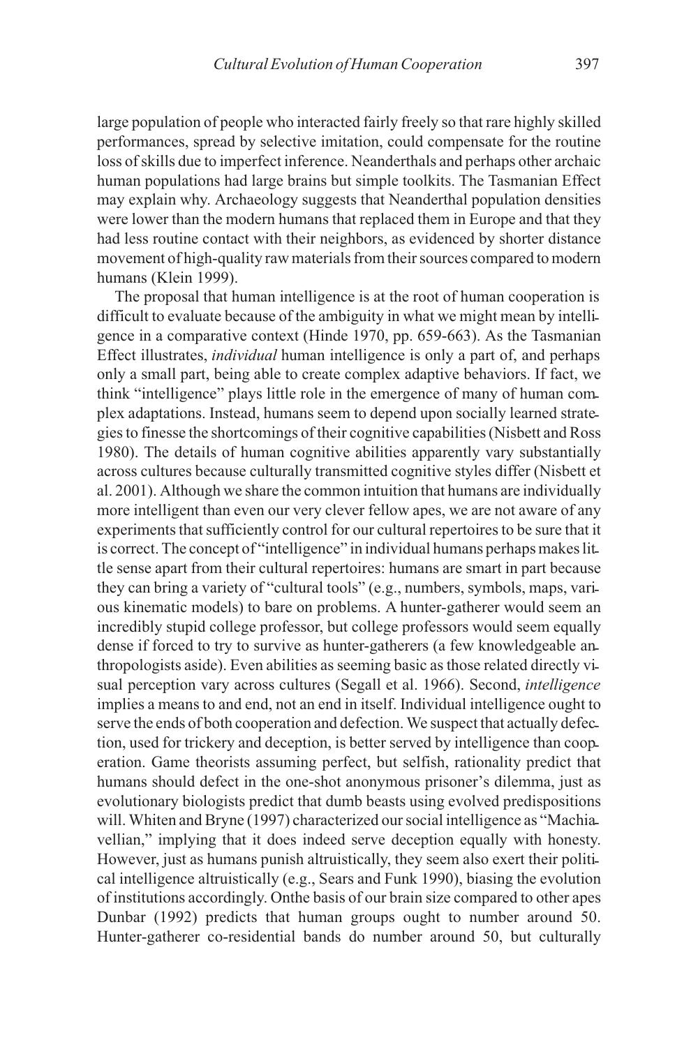large population of people who interacted fairly freely so that rare highly skilled performances, spread by selective imitation, could compensate for the routine loss of skills due to imperfect inference. Neanderthals and perhaps other archaic human populations had large brains but simple toolkits. The Tasmanian Effect may explain why. Archaeology suggests that Neanderthal population densities were lower than the modern humans that replaced them in Europe and that they had less routine contact with their neighbors, as evidenced by shorter distance movement of high-quality raw materials from their sources compared to modern humans (Klein 1999).

The proposal that human intelligence is at the root of human cooperation is difficult to evaluate because of the ambiguity in what we might mean by intelligence in a comparative context (Hinde 1970, pp. 659-663). As the Tasmanian Effect illustrates, *individual* human intelligence is only a part of, and perhaps only a small part, being able to create complex adaptive behaviors. If fact, we think "intelligence" plays little role in the emergence of many of human complex adaptations. Instead, humans seem to depend upon socially learned strategies to finesse the shortcomings of their cognitive capabilities (Nisbett and Ross 1980). The details of human cognitive abilities apparently vary substantially across cultures because culturally transmitted cognitive styles differ (Nisbett et al. 2001). Although we share the common intuition that humans are individually more intelligent than even our very clever fellow apes, we are not aware of any experiments that sufficiently control for our cultural repertoires to be sure that it is correct. The concept of "intelligence" in individual humans perhaps makes little sense apart from their cultural repertoires: humans are smart in part because they can bring a variety of "cultural tools" (e.g., numbers, symbols, maps, various kinematic models) to bare on problems. A hunter-gatherer would seem an incredibly stupid college professor, but college professors would seem equally dense if forced to try to survive as hunter-gatherers (a few knowledgeable anthropologists aside). Even abilities as seeming basic as those related directly visual perception vary across cultures (Segall et al. 1966). Second, *intelligence* implies a means to and end, not an end in itself. Individual intelligence ought to serve the ends of both cooperation and defection. We suspect that actually defection, used for trickery and deception, is better served by intelligence than cooperation. Game theorists assuming perfect, but selfish, rationality predict that humans should defect in the one-shot anonymous prisoner's dilemma, just as evolutionary biologists predict that dumb beasts using evolved predispositions will. Whiten and Bryne (1997) characterized our social intelligence as "Machiavellian," implying that it does indeed serve deception equally with honesty. However, just as humans punish altruistically, they seem also exert their political intelligence altruistically (e.g., Sears and Funk 1990), biasing the evolution of institutions accordingly. Onthe basis of our brain size compared to other apes Dunbar (1992) predicts that human groups ought to number around 50. Hunter-gatherer co-residential bands do number around 50, but culturally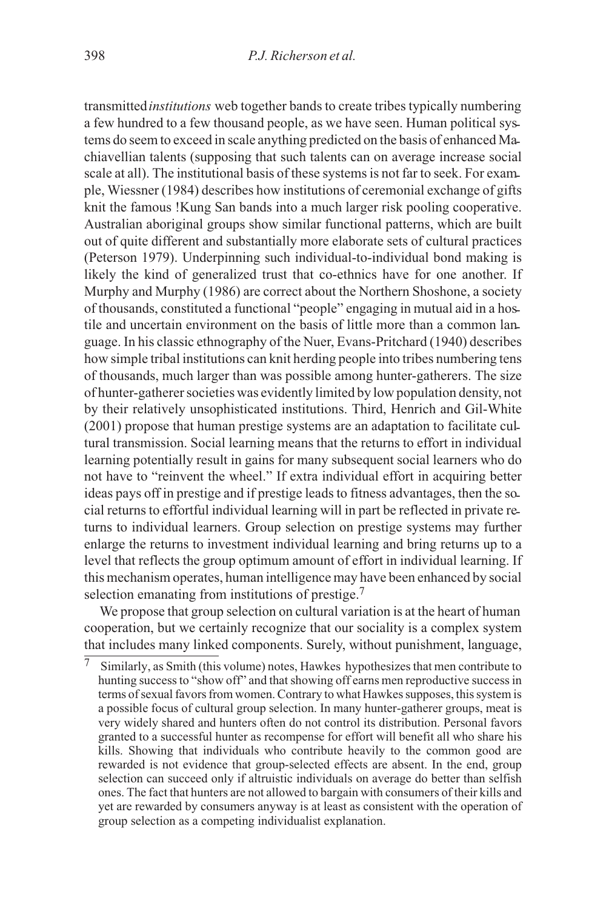transmitted *institutions* web together bands to create tribes typically numbering a few hundred to a few thousand people, as we have seen. Human political systems do seem to exceed in scale anything predicted on the basis of enhanced Machiavellian talents (supposing that such talents can on average increase social scale at all). The institutional basis of these systems is not far to seek. For example, Wiessner (1984) describes how institutions of ceremonial exchange of gifts knit the famous !Kung San bands into a much larger risk pooling cooperative. Australian aboriginal groups show similar functional patterns, which are built out of quite different and substantially more elaborate sets of cultural practices (Peterson 1979). Underpinning such individual-to-individual bond making is likely the kind of generalized trust that co-ethnics have for one another. If Murphy and Murphy (1986) are correct about the Northern Shoshone, a society of thousands, constituted a functional "people" engaging in mutual aid in a hostile and uncertain environment on the basis of little more than a common language. In his classic ethnography of the Nuer, Evans-Pritchard (1940) describes how simple tribal institutions can knit herding people into tribes numbering tens of thousands, much larger than was possible among hunter-gatherers. The size of hunter-gatherer societies was evidently limited by low population density, not by their relatively unsophisticated institutions. Third, Henrich and Gil-White (2001) propose that human prestige systems are an adaptation to facilitate cultural transmission. Social learning means that the returns to effort in individual learning potentially result in gains for many subsequent social learners who do not have to "reinvent the wheel." If extra individual effort in acquiring better ideas pays off in prestige and if prestige leads to fitness advantages, then the social returns to effortful individual learning will in part be reflected in private returns to individual learners. Group selection on prestige systems may further enlarge the returns to investment individual learning and bring returns up to a level that reflects the group optimum amount of effort in individual learning. If this mechanism operates, human intelligence may have been enhanced by social selection emanating from institutions of prestige.[7]

We propose that group selection on cultural variation is at the heart of human cooperation, but we certainly recognize that our sociality is a complex system that includes many linked components. Surely, without punishment, language,

[7] Similarly, as Smith (this volume) notes, Hawkes hypothesizes that men contribute to hunting success to "show off" and that showing off earns men reproductive success in terms of sexual favors from women. Contrary to what Hawkes supposes, this system is a possible focus of cultural group selection. In many hunter-gatherer groups, meat is very widely shared and hunters often do not control its distribution. Personal favors granted to a successful hunter as recompense for effort will benefit all who share his kills. Showing that individuals who contribute heavily to the common good are rewarded is not evidence that group-selected effects are absent. In the end, group selection can succeed only if altruistic individuals on average do better than selfish ones. The fact that hunters are not allowed to bargain with consumers of their kills and yet are rewarded by consumers anyway is at least as consistent with the operation of group selection as a competing individualist explanation.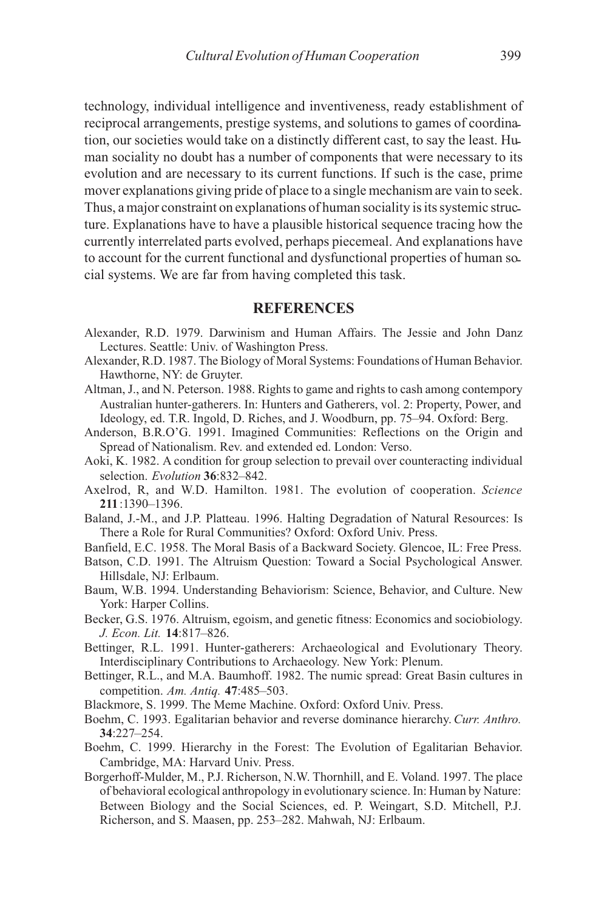technology, individual intelligence and inventiveness, ready establishment of reciprocal arrangements, prestige systems, and solutions to games of coordination, our societies would take on a distinctly different cast, to say the least. Human sociality no doubt has a number of components that were necessary to its evolution and are necessary to its current functions. If such is the case, prime mover explanations giving pride of place to a single mechanism are vain to seek. Thus, a major constraint on explanations of human sociality is its systemic structure. Explanations have to have a plausible historical sequence tracing how the currently interrelated parts evolved, perhaps piecemeal. And explanations have to account for the current functional and dysfunctional properties of human social systems. We are far from having completed this task.

## REFERENCES

Alexander, R.D. 1979. Darwinism and Human Affairs. The Jessie and John Danz Lectures. Seattle: Univ. of Washington Press.

Alexander, R.D. 1987. The Biology of Moral Systems: Foundations of Human Behavior. Hawthorne, NY: de Gruyter.

Altman, J., and N. Peterson. 1988. Rights to game and rights to cash among contempory Australian hunter-gatherers. In: Hunters and Gatherers, vol. 2: Property, Power, and Ideology, ed. T.R. Ingold, D. Riches, and J. Woodburn, pp. 75–94. Oxford: Berg.

Anderson, B.R.O'G. 1991. Imagined Communities: Reflections on the Origin and Spread of Nationalism. Rev. and extended ed. London: Verso.

Aoki, K. 1982. A condition for group selection to prevail over counteracting individual selection. *Evolution* **36**:832–842.

Axelrod, R, and W.D. Hamilton. 1981. The evolution of cooperation. *Science* **211**:1390–1396.

Baland, J.-M., and J.P. Platteau. 1996. Halting Degradation of Natural Resources: Is There a Role for Rural Communities? Oxford: Oxford Univ. Press.

Banfield, E.C. 1958. The Moral Basis of a Backward Society. Glencoe, IL: Free Press.

Batson, C.D. 1991. The Altruism Question: Toward a Social Psychological Answer. Hillsdale, NJ: Erlbaum.

Baum, W.B. 1994. Understanding Behaviorism: Science, Behavior, and Culture. New York: Harper Collins.

Becker, G.S. 1976. Altruism, egoism, and genetic fitness: Economics and sociobiology. *J. Econ. Lit.* **14**:817–826.

Bettinger, R.L. 1991. Hunter-gatherers: Archaeological and Evolutionary Theory. Interdisciplinary Contributions to Archaeology. New York: Plenum.

Bettinger, R.L., and M.A. Baumhoff. 1982. The numic spread: Great Basin cultures in competition. *Am. Antiq.* **47**:485–503.

Blackmore, S. 1999. The Meme Machine. Oxford: Oxford Univ. Press.

Boehm, C. 1993. Egalitarian behavior and reverse dominance hierarchy. *Curr. Anthro.* **34**:227–254.

Boehm, C. 1999. Hierarchy in the Forest: The Evolution of Egalitarian Behavior. Cambridge, MA: Harvard Univ. Press.

Borgerhoff-Mulder, M., P.J. Richerson, N.W. Thornhill, and E. Voland. 1997. The place of behavioral ecological anthropology in evolutionary science. In: Human by Nature: Between Biology and the Social Sciences, ed. P. Weingart, S.D. Mitchell, P.J. Richerson, and S. Maasen, pp. 253–282. Mahwah, NJ: Erlbaum.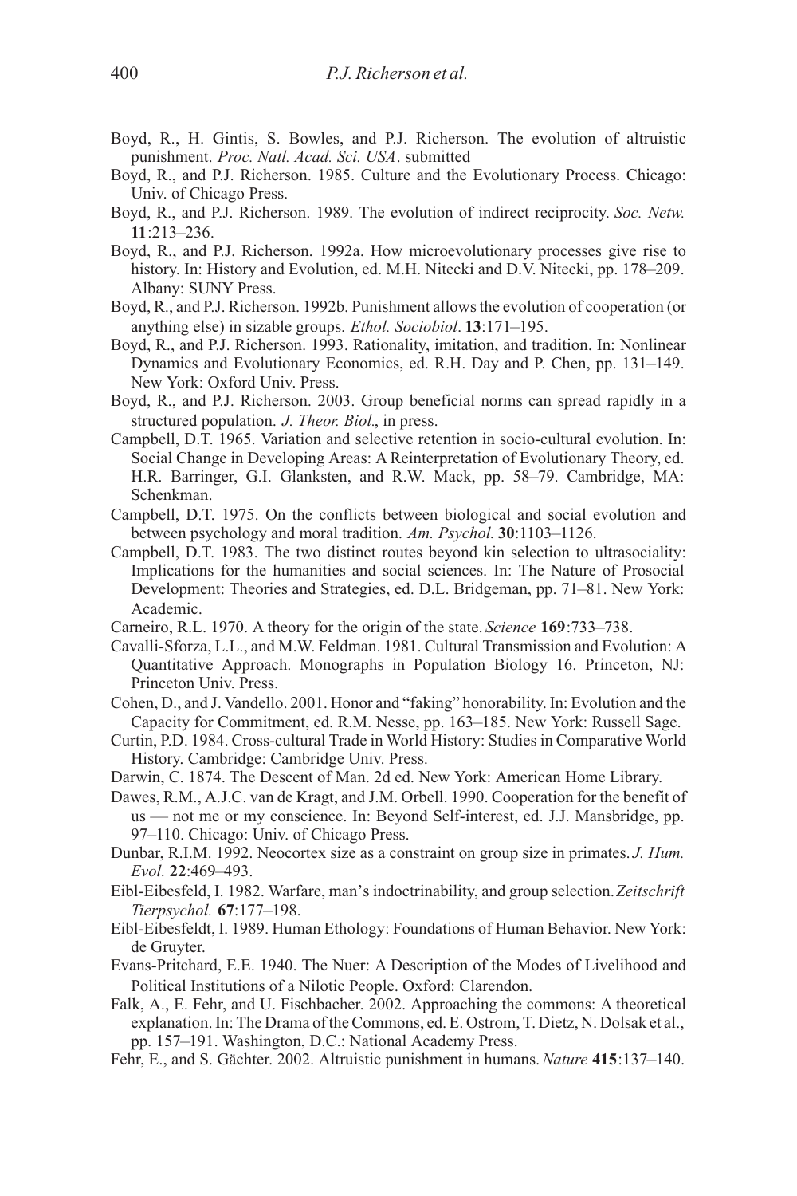Boyd, R., H. Gintis, S. Bowles, and P.J. Richerson. The evolution of altruistic punishment. *Proc. Natl. Acad. Sci. USA*. submitted

Boyd, R., and P.J. Richerson. 1985. Culture and the Evolutionary Process. Chicago: Univ. of Chicago Press.

Boyd, R., and P.J. Richerson. 1989. The evolution of indirect reciprocity. *Soc. Netw.* **11**:213–236.

Boyd, R., and P.J. Richerson. 1992a. How microevolutionary processes give rise to history. In: History and Evolution, ed. M.H. Nitecki and D.V. Nitecki, pp. 178–209. Albany: SUNY Press.

Boyd, R., and P.J. Richerson. 1992b. Punishment allows the evolution of cooperation (or anything else) in sizable groups. *Ethol. Sociobiol*. **13**:171–195.

Boyd, R., and P.J. Richerson. 1993. Rationality, imitation, and tradition. In: Nonlinear Dynamics and Evolutionary Economics, ed. R.H. Day and P. Chen, pp. 131–149. New York: Oxford Univ. Press.

Boyd, R., and P.J. Richerson. 2003. Group beneficial norms can spread rapidly in a structured population. *J. Theor. Biol*., in press.

Campbell, D.T. 1965. Variation and selective retention in socio-cultural evolution. In: Social Change in Developing Areas: A Reinterpretation of Evolutionary Theory, ed. H.R. Barringer, G.I. Glanksten, and R.W. Mack, pp. 58–79. Cambridge, MA: Schenkman.

Campbell, D.T. 1975. On the conflicts between biological and social evolution and between psychology and moral tradition. *Am. Psychol.* **30**:1103–1126.

Campbell, D.T. 1983. The two distinct routes beyond kin selection to ultrasociality: Implications for the humanities and social sciences. In: The Nature of Prosocial Development: Theories and Strategies, ed. D.L. Bridgeman, pp. 71–81. New York: Academic.

Carneiro, R.L. 1970. A theory for the origin of the state. *Science* **169**:733–738.

Cavalli-Sforza, L.L., and M.W. Feldman. 1981. Cultural Transmission and Evolution: A Quantitative Approach. Monographs in Population Biology 16. Princeton, NJ: Princeton Univ. Press.

Cohen, D., and J. Vandello. 2001. Honor and "faking" honorability. In: Evolution and the Capacity for Commitment, ed. R.M. Nesse, pp. 163–185. New York: Russell Sage.

Curtin, P.D. 1984. Cross-cultural Trade in World History: Studies in Comparative World History. Cambridge: Cambridge Univ. Press.

Darwin, C. 1874. The Descent of Man. 2d ed. New York: American Home Library.

Dawes, R.M., A.J.C. van de Kragt, and J.M. Orbell. 1990. Cooperation for the benefit of us — not me or my conscience. In: Beyond Self-interest, ed. J.J. Mansbridge, pp. 97–110. Chicago: Univ. of Chicago Press.

Dunbar, R.I.M. 1992. Neocortex size as a constraint on group size in primates. *J. Hum. Evol.* **22**:469–493.

Eibl-Eibesfeld, I. 1982. Warfare, man's indoctrinability, and group selection. *Zeitschrift Tierpsychol.* **67**:177–198.

Eibl-Eibesfeldt, I. 1989. Human Ethology: Foundations of Human Behavior. New York: de Gruyter.

Evans-Pritchard, E.E. 1940. The Nuer: A Description of the Modes of Livelihood and Political Institutions of a Nilotic People. Oxford: Clarendon.

Falk, A., E. Fehr, and U. Fischbacher. 2002. Approaching the commons: A theoretical explanation. In: The Drama of the Commons, ed. E. Ostrom, T. Dietz, N. Dolsak et al., pp. 157–191. Washington, D.C.: National Academy Press.

Fehr, E., and S. Gächter. 2002. Altruistic punishment in humans. *Nature* **415**:137–140.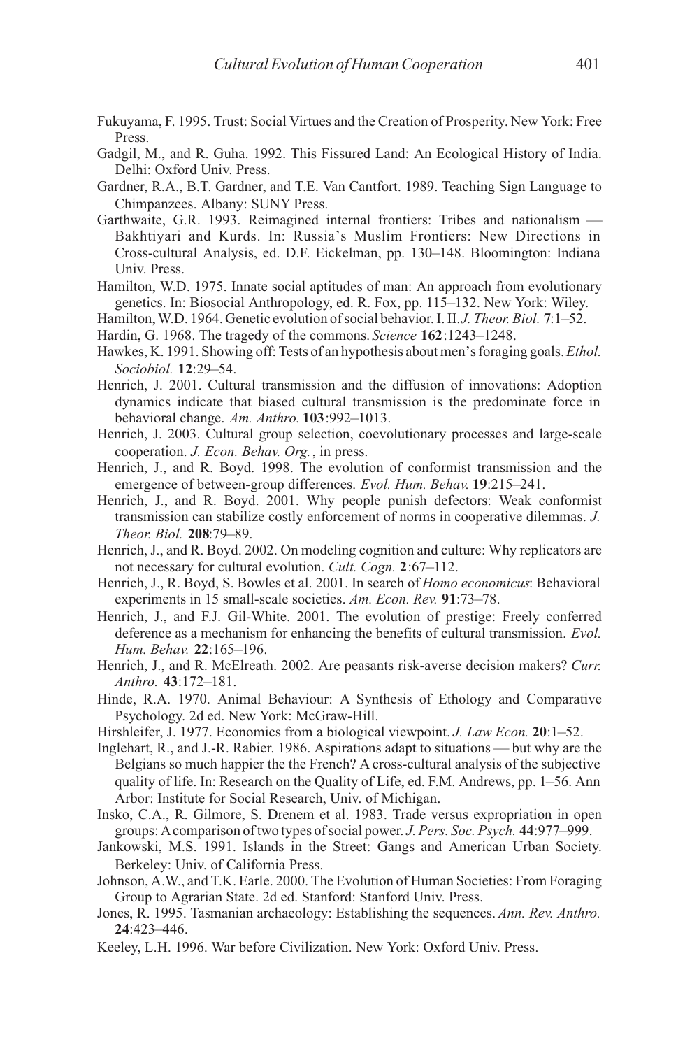Fukuyama, F. 1995. Trust: Social Virtues and the Creation of Prosperity. New York: Free Press.

Gadgil, M., and R. Guha. 1992. This Fissured Land: An Ecological History of India. Delhi: Oxford Univ. Press.

Gardner, R.A., B.T. Gardner, and T.E. Van Cantfort. 1989. Teaching Sign Language to Chimpanzees. Albany: SUNY Press.

Garthwaite, G.R. 1993. Reimagined internal frontiers: Tribes and nationalism — Bakhtiyari and Kurds. In: Russia's Muslim Frontiers: New Directions in Cross-cultural Analysis, ed. D.F. Eickelman, pp. 130–148. Bloomington: Indiana Univ. Press.

Hamilton, W.D. 1975. Innate social aptitudes of man: An approach from evolutionary genetics. In: Biosocial Anthropology, ed. R. Fox, pp. 115–132. New York: Wiley.

Hamilton, W.D. 1964. Genetic evolution of social behavior. I. II. *J. Theor. Biol.* **7**:1–52.

Hardin, G. 1968. The tragedy of the commons. *Science* **162**:1243–1248.

Hawkes, K. 1991. Showing off: Tests of an hypothesis about men's foraging goals. *Ethol. Sociobiol.* **12**:29–54.

Henrich, J. 2001. Cultural transmission and the diffusion of innovations: Adoption dynamics indicate that biased cultural transmission is the predominate force in behavioral change. *Am. Anthro.* **103**:992–1013.

Henrich, J. 2003. Cultural group selection, coevolutionary processes and large-scale cooperation. *J. Econ. Behav. Org.*, in press.

Henrich, J., and R. Boyd. 1998. The evolution of conformist transmission and the emergence of between-group differences. *Evol. Hum. Behav.* **19**:215–241.

Henrich, J., and R. Boyd. 2001. Why people punish defectors: Weak conformist transmission can stabilize costly enforcement of norms in cooperative dilemmas. *J. Theor. Biol.* **208**:79–89.

Henrich, J., and R. Boyd. 2002. On modeling cognition and culture: Why replicators are not necessary for cultural evolution. *Cult. Cogn.* **2**:67–112.

Henrich, J., R. Boyd, S. Bowles et al. 2001. In search of *Homo economicus*: Behavioral experiments in 15 small-scale societies. *Am. Econ. Rev.* **91**:73–78.

Henrich, J., and F.J. Gil-White. 2001. The evolution of prestige: Freely conferred deference as a mechanism for enhancing the benefits of cultural transmission. *Evol. Hum. Behav.* **22**:165–196.

Henrich, J., and R. McElreath. 2002. Are peasants risk-averse decision makers? *Curr. Anthro.* **43**:172–181.

Hinde, R.A. 1970. Animal Behaviour: A Synthesis of Ethology and Comparative Psychology. 2d ed. New York: McGraw-Hill.

Hirshleifer, J. 1977. Economics from a biological viewpoint. *J. Law Econ.* **20**:1–52.

Inglehart, R., and J.-R. Rabier. 1986. Aspirations adapt to situations — but why are the Belgians so much happier the the French? A cross-cultural analysis of the subjective quality of life. In: Research on the Quality of Life, ed. F.M. Andrews, pp. 1–56. Ann Arbor: Institute for Social Research, Univ. of Michigan.

Insko, C.A., R. Gilmore, S. Drenem et al. 1983. Trade versus expropriation in open groups: A comparison of two types of social power. *J. Pers. Soc. Psych.* **44**:977–999.

Jankowski, M.S. 1991. Islands in the Street: Gangs and American Urban Society. Berkeley: Univ. of California Press.

Johnson, A.W., and T.K. Earle. 2000. The Evolution of Human Societies: From Foraging Group to Agrarian State. 2d ed. Stanford: Stanford Univ. Press.

Jones, R. 1995. Tasmanian archaeology: Establishing the sequences. *Ann. Rev. Anthro.* **24**:423–446.

Keeley, L.H. 1996. War before Civilization. New York: Oxford Univ. Press.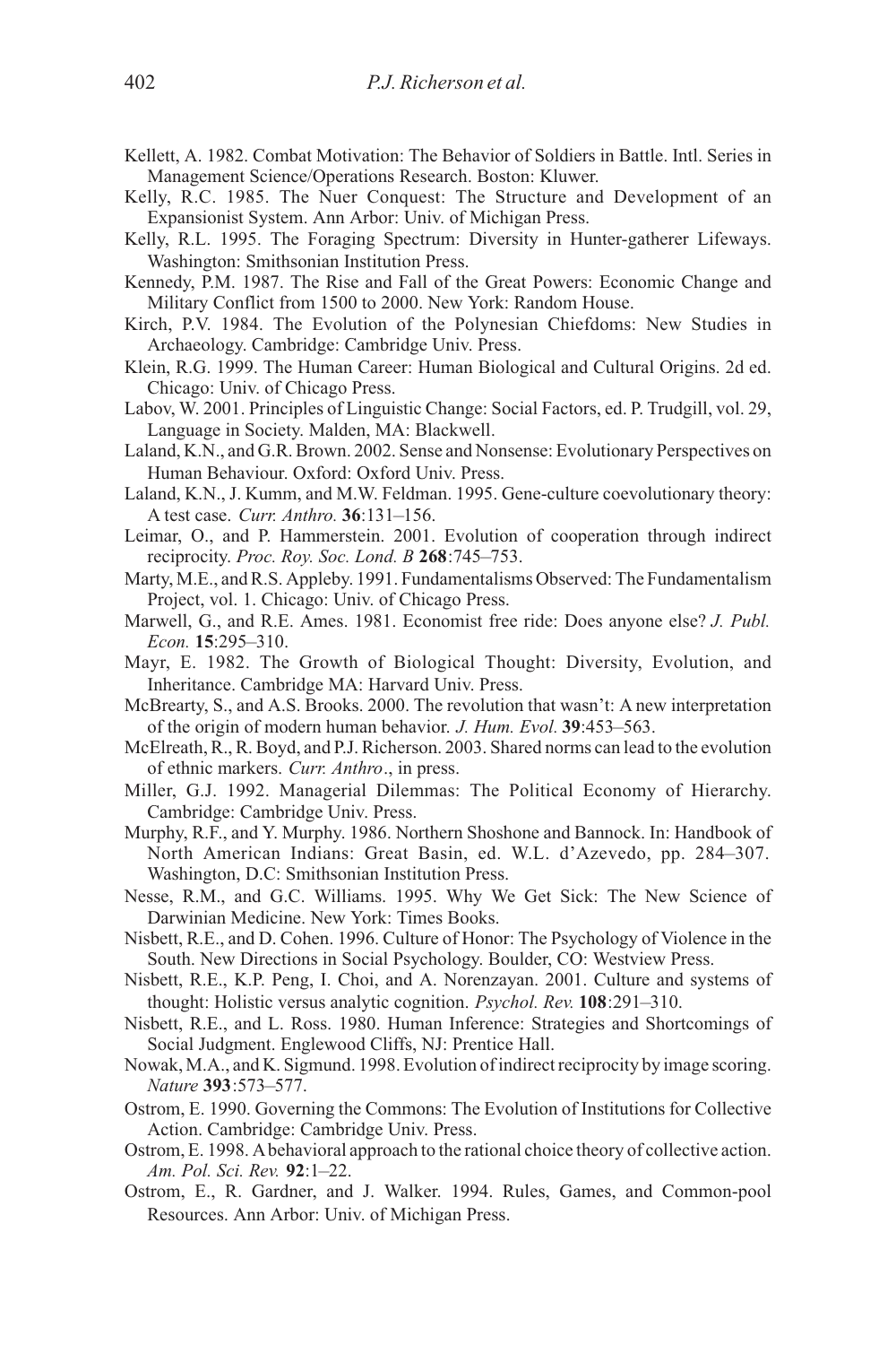Kellett, A. 1982. Combat Motivation: The Behavior of Soldiers in Battle. Intl. Series in Management Science/Operations Research. Boston: Kluwer.

Kelly, R.C. 1985. The Nuer Conquest: The Structure and Development of an Expansionist System. Ann Arbor: Univ. of Michigan Press.

Kelly, R.L. 1995. The Foraging Spectrum: Diversity in Hunter-gatherer Lifeways. Washington: Smithsonian Institution Press.

Kennedy, P.M. 1987. The Rise and Fall of the Great Powers: Economic Change and Military Conflict from 1500 to 2000. New York: Random House.

Kirch, P.V. 1984. The Evolution of the Polynesian Chiefdoms: New Studies in Archaeology. Cambridge: Cambridge Univ. Press.

Klein, R.G. 1999. The Human Career: Human Biological and Cultural Origins. 2d ed. Chicago: Univ. of Chicago Press.

Labov, W. 2001. Principles of Linguistic Change: Social Factors, ed. P. Trudgill, vol. 29, Language in Society. Malden, MA: Blackwell.

Laland, K.N., and G.R. Brown. 2002. Sense and Nonsense: Evolutionary Perspectives on Human Behaviour. Oxford: Oxford Univ. Press.

Laland, K.N., J. Kumm, and M.W. Feldman. 1995. Gene-culture coevolutionary theory: A test case. *Curr. Anthro.* **36**:131–156.

Leimar, O., and P. Hammerstein. 2001. Evolution of cooperation through indirect reciprocity. *Proc. Roy. Soc. Lond. B* **268**:745–753.

Marty, M.E., and R.S. Appleby. 1991. Fundamentalisms Observed: The Fundamentalism Project, vol. 1. Chicago: Univ. of Chicago Press.

Marwell, G., and R.E. Ames. 1981. Economist free ride: Does anyone else? *J. Publ. Econ.* **15**:295–310.

Mayr, E. 1982. The Growth of Biological Thought: Diversity, Evolution, and Inheritance. Cambridge MA: Harvard Univ. Press.

McBrearty, S., and A.S. Brooks. 2000. The revolution that wasn't: A new interpretation of the origin of modern human behavior. *J. Hum. Evol.* **39**:453–563.

McElreath, R., R. Boyd, and P.J. Richerson. 2003. Shared norms can lead to the evolution of ethnic markers. *Curr. Anthro*., in press.

Miller, G.J. 1992. Managerial Dilemmas: The Political Economy of Hierarchy. Cambridge: Cambridge Univ. Press.

Murphy, R.F., and Y. Murphy. 1986. Northern Shoshone and Bannock. In: Handbook of North American Indians: Great Basin, ed. W.L. d'Azevedo, pp. 284–307. Washington, D.C: Smithsonian Institution Press.

Nesse, R.M., and G.C. Williams. 1995. Why We Get Sick: The New Science of Darwinian Medicine. New York: Times Books.

Nisbett, R.E., and D. Cohen. 1996. Culture of Honor: The Psychology of Violence in the South. New Directions in Social Psychology. Boulder, CO: Westview Press.

Nisbett, R.E., K.P. Peng, I. Choi, and A. Norenzayan. 2001. Culture and systems of thought: Holistic versus analytic cognition. *Psychol. Rev.* **108**:291–310.

Nisbett, R.E., and L. Ross. 1980. Human Inference: Strategies and Shortcomings of Social Judgment. Englewood Cliffs, NJ: Prentice Hall.

Nowak, M.A., and K. Sigmund. 1998. Evolution of indirect reciprocity by image scoring. *Nature* **393**:573–577.

Ostrom, E. 1990. Governing the Commons: The Evolution of Institutions for Collective Action. Cambridge: Cambridge Univ. Press.

Ostrom, E. 1998. A behavioral approach to the rational choice theory of collective action. *Am. Pol. Sci. Rev.* **92**:1–22.

Ostrom, E., R. Gardner, and J. Walker. 1994. Rules, Games, and Common-pool Resources. Ann Arbor: Univ. of Michigan Press.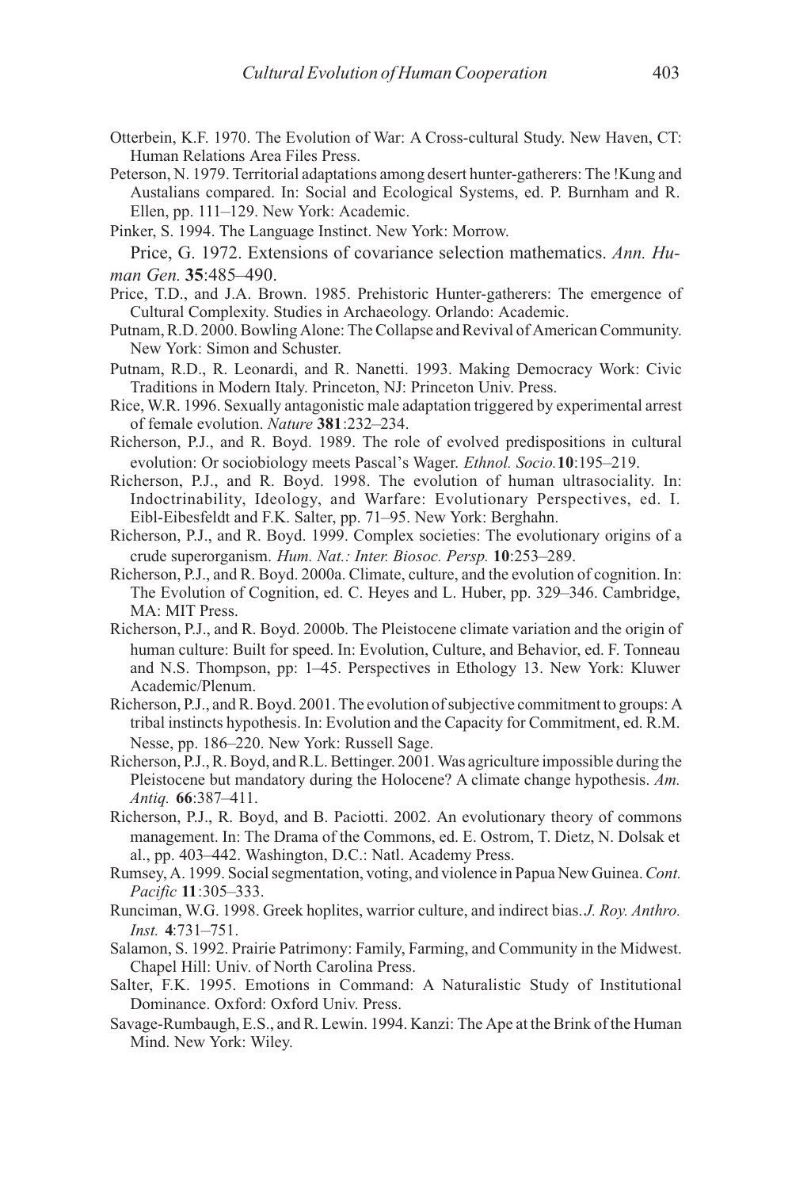Otterbein, K.F. 1970. The Evolution of War: A Cross-cultural Study. New Haven, CT: Human Relations Area Files Press.

Peterson, N. 1979. Territorial adaptations among desert hunter-gatherers: The !Kung and Austalians compared. In: Social and Ecological Systems, ed. P. Burnham and R. Ellen, pp. 111–129. New York: Academic.

Pinker, S. 1994. The Language Instinct. New York: Morrow.

Price, G. 1972. Extensions of covariance selection mathematics. *Ann. Human Gen.* **35**:485–490.

Price, T.D., and J.A. Brown. 1985. Prehistoric Hunter-gatherers: The emergence of Cultural Complexity. Studies in Archaeology. Orlando: Academic.

Putnam, R.D. 2000. Bowling Alone: The Collapse and Revival of American Community. New York: Simon and Schuster.

Putnam, R.D., R. Leonardi, and R. Nanetti. 1993. Making Democracy Work: Civic Traditions in Modern Italy. Princeton, NJ: Princeton Univ. Press.

Rice, W.R. 1996. Sexually antagonistic male adaptation triggered by experimental arrest of female evolution. *Nature* **381**:232–234.

Richerson, P.J., and R. Boyd. 1989. The role of evolved predispositions in cultural evolution: Or sociobiology meets Pascal's Wager. *Ethnol. Socio.* **10**:195–219.

Richerson, P.J., and R. Boyd. 1998. The evolution of human ultrasociality. In: Indoctrinability, Ideology, and Warfare: Evolutionary Perspectives, ed. I. Eibl-Eibesfeldt and F.K. Salter, pp. 71–95. New York: Berghahn.

Richerson, P.J., and R. Boyd. 1999. Complex societies: The evolutionary origins of a crude superorganism. *Hum. Nat.: Inter. Biosoc. Persp.* **10**:253–289.

Richerson, P.J., and R. Boyd. 2000a. Climate, culture, and the evolution of cognition. In: The Evolution of Cognition, ed. C. Heyes and L. Huber, pp. 329–346. Cambridge, MA: MIT Press.

Richerson, P.J., and R. Boyd. 2000b. The Pleistocene climate variation and the origin of human culture: Built for speed. In: Evolution, Culture, and Behavior, ed. F. Tonneau and N.S. Thompson, pp: 1–45. Perspectives in Ethology 13. New York: Kluwer Academic/Plenum.

Richerson, P.J., and R. Boyd. 2001. The evolution of subjective commitment to groups: A tribal instincts hypothesis. In: Evolution and the Capacity for Commitment, ed. R.M. Nesse, pp. 186–220. New York: Russell Sage.

Richerson, P.J., R. Boyd, and R.L. Bettinger. 2001. Was agriculture impossible during the Pleistocene but mandatory during the Holocene? A climate change hypothesis. *Am. Antiq.* **66**:387–411.

Richerson, P.J., R. Boyd, and B. Paciotti. 2002. An evolutionary theory of commons management. In: The Drama of the Commons, ed. E. Ostrom, T. Dietz, N. Dolsak et al., pp. 403–442. Washington, D.C.: Natl. Academy Press.

Rumsey, A. 1999. Social segmentation, voting, and violence in Papua New Guinea. *Cont. Pacific* **11**:305–333.

Runciman, W.G. 1998. Greek hoplites, warrior culture, and indirect bias. *J. Roy. Anthro. Inst.* **4**:731–751.

Salamon, S. 1992. Prairie Patrimony: Family, Farming, and Community in the Midwest. Chapel Hill: Univ. of North Carolina Press.

Salter, F.K. 1995. Emotions in Command: A Naturalistic Study of Institutional Dominance. Oxford: Oxford Univ. Press.

Savage-Rumbaugh, E.S., and R. Lewin. 1994. Kanzi: The Ape at the Brink of the Human Mind. New York: Wiley.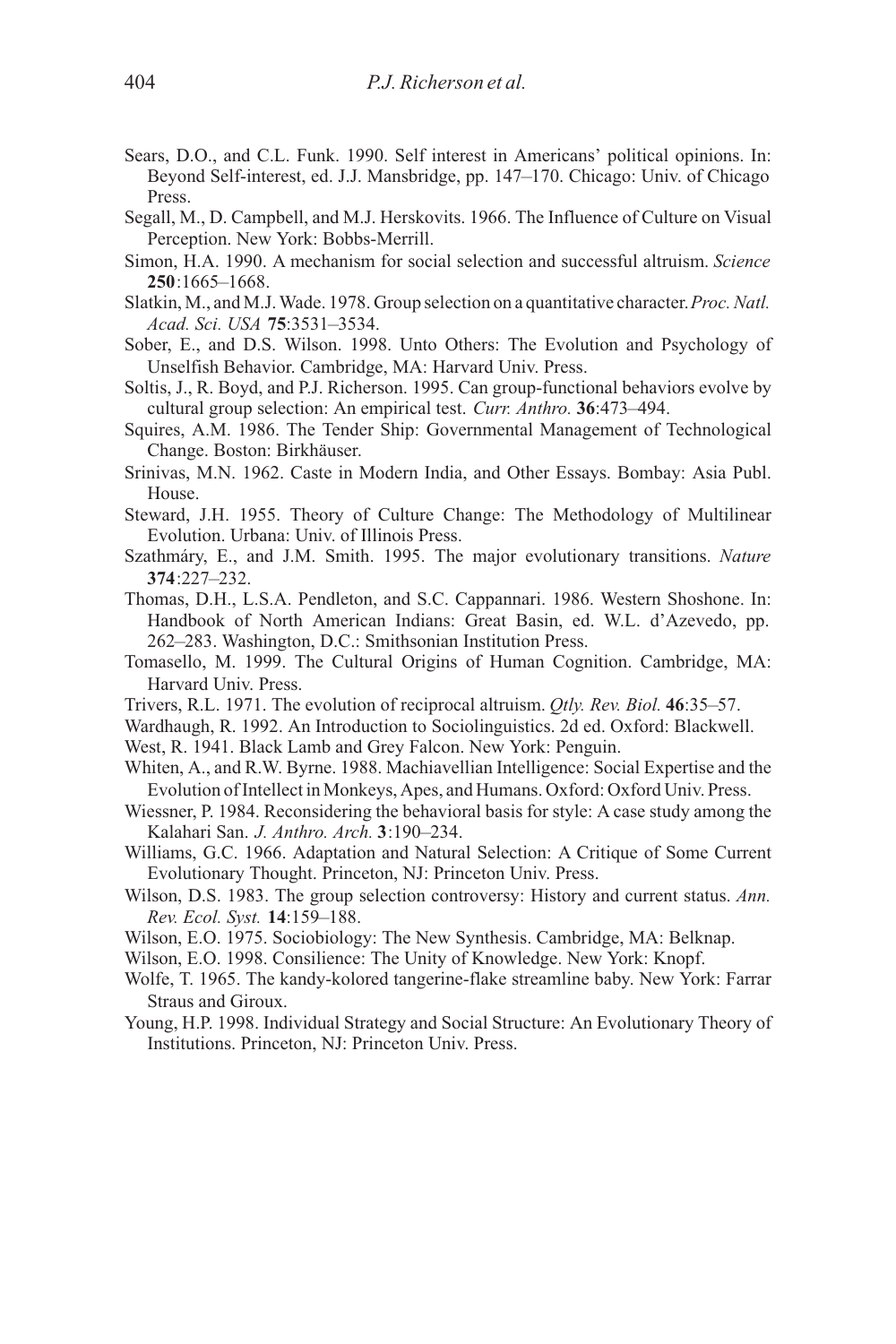Sears, D.O., and C.L. Funk. 1990. Self interest in Americans' political opinions. In: Beyond Self-interest, ed. J.J. Mansbridge, pp. 147–170. Chicago: Univ. of Chicago Press.

Segall, M., D. Campbell, and M.J. Herskovits. 1966. The Influence of Culture on Visual Perception. New York: Bobbs-Merrill.

Simon, H.A. 1990. A mechanism for social selection and successful altruism. *Science* **250**:1665–1668.

Slatkin, M., and M.J. Wade. 1978. Group selection on a quantitative character. *Proc. Natl. Acad. Sci. USA* **75**:3531–3534.

Sober, E., and D.S. Wilson. 1998. Unto Others: The Evolution and Psychology of Unselfish Behavior. Cambridge, MA: Harvard Univ. Press.

Soltis, J., R. Boyd, and P.J. Richerson. 1995. Can group-functional behaviors evolve by cultural group selection: An empirical test. *Curr. Anthro.* **36**:473–494.

Squires, A.M. 1986. The Tender Ship: Governmental Management of Technological Change. Boston: Birkhäuser.

Srinivas, M.N. 1962. Caste in Modern India, and Other Essays. Bombay: Asia Publ. House.

Steward, J.H. 1955. Theory of Culture Change: The Methodology of Multilinear Evolution. Urbana: Univ. of Illinois Press.

Szathmáry, E., and J.M. Smith. 1995. The major evolutionary transitions. *Nature* **374**:227–232.

Thomas, D.H., L.S.A. Pendleton, and S.C. Cappannari. 1986. Western Shoshone. In: Handbook of North American Indians: Great Basin, ed. W.L. d'Azevedo, pp. 262–283. Washington, D.C.: Smithsonian Institution Press.

Tomasello, M. 1999. The Cultural Origins of Human Cognition. Cambridge, MA: Harvard Univ. Press.

Trivers, R.L. 1971. The evolution of reciprocal altruism. *Qtly. Rev. Biol.* **46**:35–57.

Wardhaugh, R. 1992. An Introduction to Sociolinguistics. 2d ed. Oxford: Blackwell.

West, R. 1941. Black Lamb and Grey Falcon. New York: Penguin.

Whiten, A., and R.W. Byrne. 1988. Machiavellian Intelligence: Social Expertise and the Evolution of Intellect in Monkeys, Apes, and Humans. Oxford: Oxford Univ. Press.

Wiessner, P. 1984. Reconsidering the behavioral basis for style: A case study among the Kalahari San. *J. Anthro. Arch.* **3**:190–234.

Williams, G.C. 1966. Adaptation and Natural Selection: A Critique of Some Current Evolutionary Thought. Princeton, NJ: Princeton Univ. Press.

Wilson, D.S. 1983. The group selection controversy: History and current status. *Ann. Rev. Ecol. Syst.* **14**:159–188.

Wilson, E.O. 1975. Sociobiology: The New Synthesis. Cambridge, MA: Belknap.

Wilson, E.O. 1998. Consilience: The Unity of Knowledge. New York: Knopf.

Wolfe, T. 1965. The kandy-kolored tangerine-flake streamline baby. New York: Farrar Straus and Giroux.

Young, H.P. 1998. Individual Strategy and Social Structure: An Evolutionary Theory of Institutions. Princeton, NJ: Princeton Univ. Press.